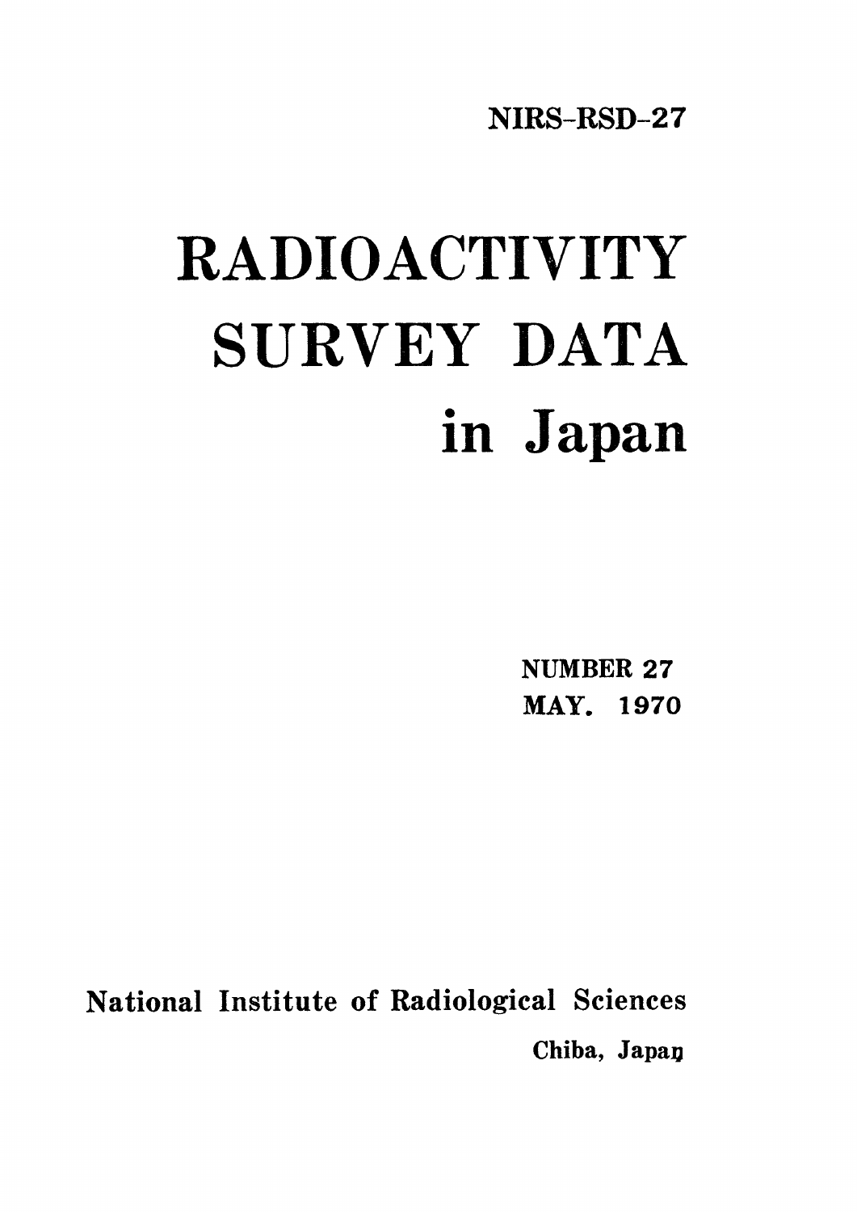NIRS-RSD-27

# RADIOACTIVITY SURVEY DATA in Japan

NUMBER 27
MAY. 1970

National Institute of Radiological Sciences
Chiba, Japan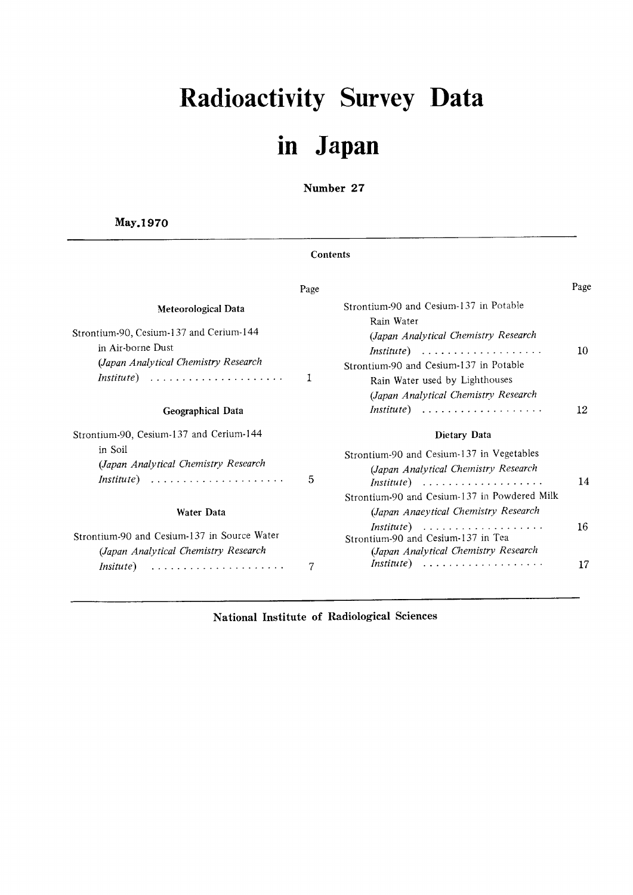# Radioactivity Survey Data in Japan

**Number 27**

**May.1970**

## Contents

### Meteorological Data

Strontium-90, Cesium-137 and Cerium-144 in Air-borne Dust
*(Japan Analytical Chemistry Research Institute)* . . . . . . . . . . . . . . . . . . . . . 1

### Geographical Data

Strontium-90, Cesium-137 and Cerium-144 in Soil
*(Japan Analytical Chemistry Research Institute)* . . . . . . . . . . . . . . . . . . . . . 5

### Water Data

Strontium-90 and Cesium-137 in Source Water
*(Japan Analytical Chemistry Research Insitute)* . . . . . . . . . . . . . . . . . . . . . 7

Strontium-90 and Cesium-137 in Potable Rain Water
*(Japan Analytical Chemistry Research Institute)* . . . . . . . . . . . . . . . . . . . 10

Strontium-90 and Cesium-137 in Potable Rain Water used by Lighthouses
*(Japan Analytical Chemistry Research Institute)* . . . . . . . . . . . . . . . . . . . 12

### Dietary Data

Strontium-90 and Cesium-137 in Vegetables
*(Japan Analytical Chemistry Research Institute)* . . . . . . . . . . . . . . . . . . . 14

Strontium-90 and Cesium-137 in Powdered Milk
*(Japan Anaeytical Chemistry Research Institute)* . . . . . . . . . . . . . . . . . . . 16

Strontium-90 and Cesium-137 in Tea
*(Japan Analytical Chemistry Research Institute)* . . . . . . . . . . . . . . . . . . . 17

**National Institute of Radiological Sciences**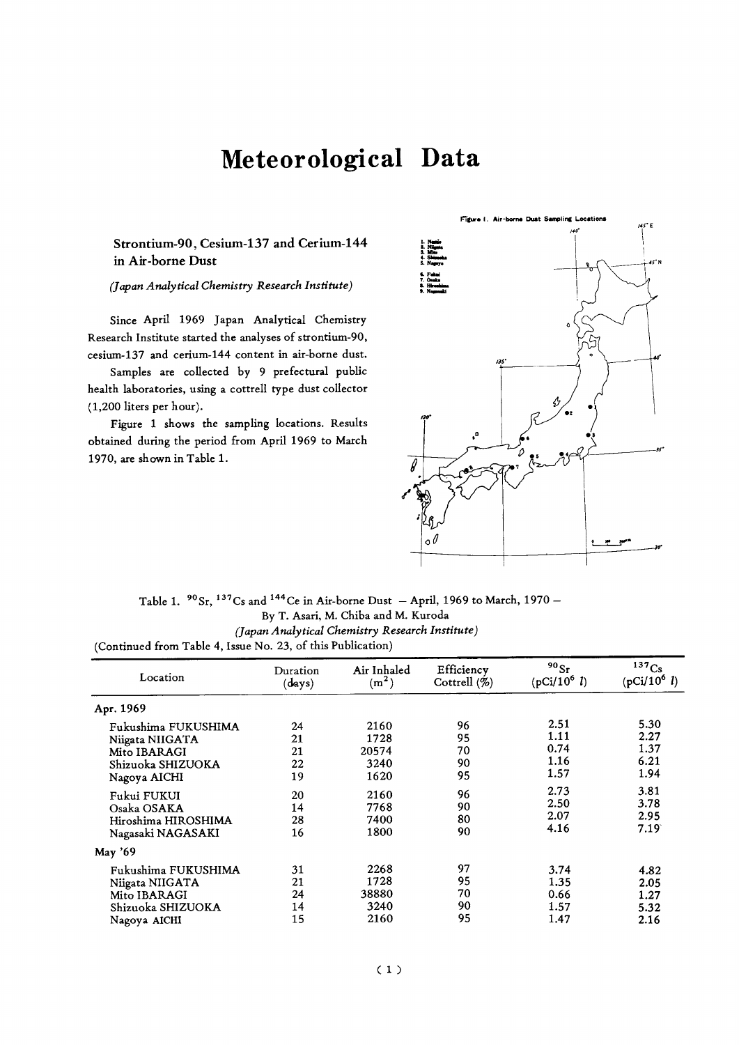# Meteorological Data

## Strontium-90, Cesium-137 and Cerium-144 in Air-borne Dust

*(Japan Analytical Chemistry Research Institute)*

Since April 1969 Japan Analytical Chemistry Research Institute started the analyses of strontium-90, cesium-137 and cerium-144 content in air-borne dust.

Samples are collected by 9 prefectural public health laboratories, using a cottrell type dust collector (1,200 liters per hour).

Figure 1 shows the sampling locations. Results obtained during the period from April 1969 to March 1970, are shown in Table 1.

Figure 1. Air-borne Dust Sampling Locations

1. Namie
2. Niigata
3. Mito
4. Shizuoka
5. Nagoya
6. Fukui
7. Osaka
8. Hiroshima
9. Nagasaki

Table 1. $^{90}Sr$, $^{137}Cs$ and $^{144}Ce$ in Air-borne Dust – April, 1969 to March, 1970 –
By T. Asari, M. Chiba and M. Kuroda
*(Japan Analytical Chemistry Research Institute)*
(Continued from Table 4, Issue No. 23, of this Publication)

| Location | Duration (days) | Air Inhaled ($m^2$) | Efficiency Cottrell (%) | $^{90}Sr$ (pCi/$10^6$ $l$) | $^{137}Cs$ (pCi/$10^6$ $l$) |
|---|---|---|---|---|---|
| **Apr. 1969** | | | | | |
| Fukushima FUKUSHIMA | 24 | 2160 | 96 | 2.51 | 5.30 |
| Niigata NIIGATA | 21 | 1728 | 95 | 1.11 | 2.27 |
| Mito IBARAGI | 21 | 20574 | 70 | 0.74 | 1.37 |
| Shizuoka SHIZUOKA | 22 | 3240 | 90 | 1.16 | 6.21 |
| Nagoya AICHI | 19 | 1620 | 95 | 1.57 | 1.94 |
| Fukui FUKUI | 20 | 2160 | 96 | 2.73 | 3.81 |
| Osaka OSAKA | 14 | 7768 | 90 | 2.50 | 3.78 |
| Hiroshima HIROSHIMA | 28 | 7400 | 80 | 2.07 | 2.95 |
| Nagasaki NAGASAKI | 16 | 1800 | 90 | 4.16 | 7.19 |
| **May '69** | | | | | |
| Fukushima FUKUSHIMA | 31 | 2268 | 97 | 3.74 | 4.82 |
| Niigata NIIGATA | 21 | 1728 | 95 | 1.35 | 2.05 |
| Mito IBARAGI | 24 | 38880 | 70 | 0.66 | 1.27 |
| Shizuoka SHIZUOKA | 14 | 3240 | 90 | 1.57 | 5.32 |
| Nagoya AICHI | 15 | 2160 | 95 | 1.47 | 2.16 |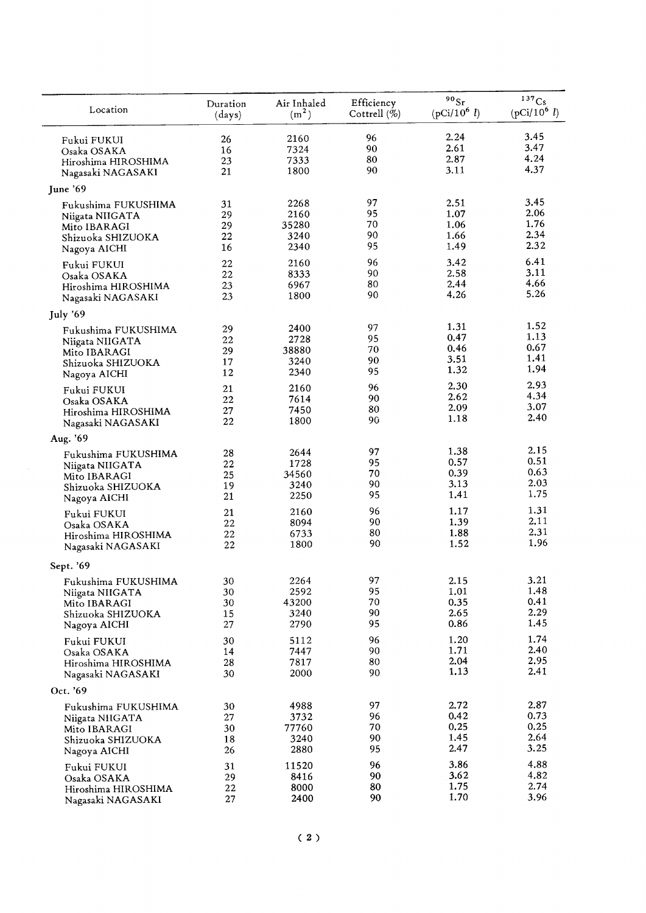| Location | Duration (days) | Air Inhaled ($m^2$) | Efficiency Cottrell (%) | $^{90}Sr$ ($pCi/10^6\ l$) | $^{137}Cs$ ($pCi/10^6\ l$) |
|---|---|---|---|---|---|
| Fukui FUKUI | 26 | 2160 | 96 | 2.24 | 3.45 |
| Osaka OSAKA | 16 | 7324 | 90 | 2.61 | 3.47 |
| Hiroshima HIROSHIMA | 23 | 7333 | 80 | 2.87 | 4.24 |
| Nagasaki NAGASAKI | 21 | 1800 | 90 | 3.11 | 4.37 |
| **June '69** | | | | | |
| Fukushima FUKUSHIMA | 31 | 2268 | 97 | 2.51 | 3.45 |
| Niigata NIIGATA | 29 | 2160 | 95 | 1.07 | 2.06 |
| Mito IBARAGI | 29 | 35280 | 70 | 1.06 | 1.76 |
| Shizuoka SHIZUOKA | 22 | 3240 | 90 | 1.66 | 2.34 |
| Nagoya AICHI | 16 | 2340 | 95 | 1.49 | 2.32 |
| Fukui FUKUI | 22 | 2160 | 96 | 3.42 | 6.41 |
| Osaka OSAKA | 22 | 8333 | 90 | 2.58 | 3.11 |
| Hiroshima HIROSHIMA | 23 | 6967 | 80 | 2.44 | 4.66 |
| Nagasaki NAGASAKI | 23 | 1800 | 90 | 4.26 | 5.26 |
| **July '69** | | | | | |
| Fukushima FUKUSHIMA | 29 | 2400 | 97 | 1.31 | 1.52 |
| Niigata NIIGATA | 22 | 2728 | 95 | 0.47 | 1.13 |
| Mito IBARAGI | 29 | 38880 | 70 | 0.46 | 0.67 |
| Shizuoka SHIZUOKA | 17 | 3240 | 90 | 3.51 | 1.41 |
| Nagoya AICHI | 12 | 2340 | 95 | 1.32 | 1.94 |
| Fukui FUKUI | 21 | 2160 | 96 | 2.30 | 2.93 |
| Osaka OSAKA | 22 | 7614 | 90 | 2.62 | 4.34 |
| Hiroshima HIROSHIMA | 27 | 7450 | 80 | 2.09 | 3.07 |
| Nagasaki NAGASAKI | 22 | 1800 | 90 | 1.18 | 2.40 |
| **Aug. '69** | | | | | |
| Fukushima FUKUSHIMA | 28 | 2644 | 97 | 1.38 | 2.15 |
| Niigata NIIGATA | 22 | 1728 | 95 | 0.57 | 0.51 |
| Mito IBARAGI | 25 | 34560 | 70 | 0.39 | 0.63 |
| Shizuoka SHIZUOKA | 19 | 3240 | 90 | 3.13 | 2.03 |
| Nagoya AICHI | 21 | 2250 | 95 | 1.41 | 1.75 |
| Fukui FUKUI | 21 | 2160 | 96 | 1.17 | 1.31 |
| Osaka OSAKA | 22 | 8094 | 90 | 1.39 | 2.11 |
| Hiroshima HIROSHIMA | 22 | 6733 | 80 | 1.88 | 2.31 |
| Nagasaki NAGASAKI | 22 | 1800 | 90 | 1.52 | 1.96 |
| **Sept. '69** | | | | | |
| Fukushima FUKUSHIMA | 30 | 2264 | 97 | 2.15 | 3.21 |
| Niigata NIIGATA | 30 | 2592 | 95 | 1.01 | 1.48 |
| Mito IBARAGI | 30 | 43200 | 70 | 0.35 | 0.41 |
| Shizuoka SHIZUOKA | 15 | 3240 | 90 | 2.65 | 2.29 |
| Nagoya AICHI | 27 | 2790 | 95 | 0.86 | 1.45 |
| Fukui FUKUI | 30 | 5112 | 96 | 1.20 | 1.74 |
| Osaka OSAKA | 14 | 7447 | 90 | 1.71 | 2.40 |
| Hiroshima HIROSHIMA | 28 | 7817 | 80 | 2.04 | 2.95 |
| Nagasaki NAGASAKI | 30 | 2000 | 90 | 1.13 | 2.41 |
| **Oct. '69** | | | | | |
| Fukushima FUKUSHIMA | 30 | 4988 | 97 | 2.72 | 2.87 |
| Niigata NIIGATA | 27 | 3732 | 96 | 0.42 | 0.73 |
| Mito IBARAGI | 30 | 77760 | 70 | 0.25 | 0.25 |
| Shizuoka SHIZUOKA | 18 | 3240 | 90 | 1.45 | 2.64 |
| Nagoya AICHI | 26 | 2880 | 95 | 2.47 | 3.25 |
| Fukui FUKUI | 31 | 11520 | 96 | 3.86 | 4.88 |
| Osaka OSAKA | 29 | 8416 | 90 | 3.62 | 4.82 |
| Hiroshima HIROSHIMA | 22 | 8000 | 80 | 1.75 | 2.74 |
| Nagasaki NAGASAKI | 27 | 2400 | 90 | 1.70 | 3.96 |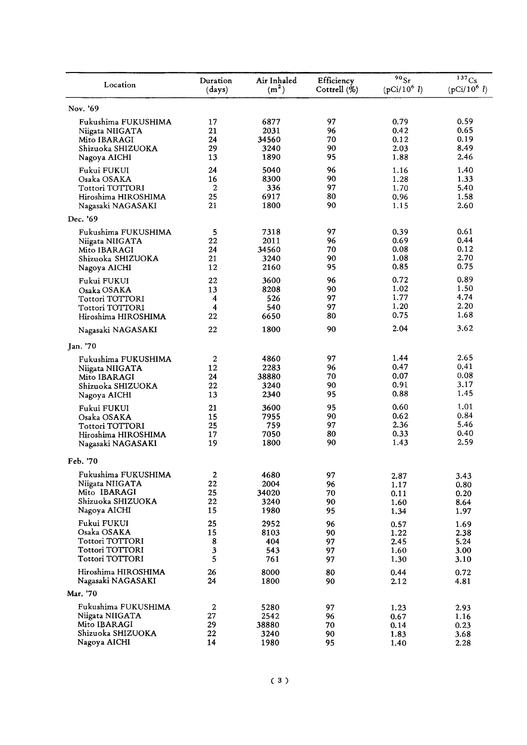| Location | Duration (days) | Air Inhaled ($m^2$) | Efficiency Cottrell (%) | $^{90}Sr$ ($pCi/10^6\ l$) | $^{137}Cs$ ($pCi/10^6\ l$) |
|---|---|---|---|---|---|
| Nov. '69 | | | | | |
| Fukushima FUKUSHIMA | 17 | 6877 | 97 | 0.79 | 0.59 |
| Niigata NIIGATA | 21 | 2031 | 96 | 0.42 | 0.65 |
| Mito IBARAGI | 24 | 34560 | 70 | 0.12 | 0.19 |
| Shizuoka SHIZUOKA | 29 | 3240 | 90 | 2.03 | 8.49 |
| Nagoya AICHI | 13 | 1890 | 95 | 1.88 | 2.46 |
| Fukui FUKUI | 24 | 5040 | 96 | 1.16 | 1.40 |
| Osaka OSAKA | 16 | 8300 | 90 | 1.28 | 1.33 |
| Tottori TOTTORI | 2 | 336 | 97 | 1.70 | 5.40 |
| Hiroshima HIROSHIMA | 25 | 6917 | 80 | 0.96 | 1.58 |
| Nagasaki NAGASAKI | 21 | 1800 | 90 | 1.15 | 2.60 |
| Dec. '69 | | | | | |
| Fukushima FUKUSHIMA | 5 | 7318 | 97 | 0.39 | 0.61 |
| Niigata NIIGATA | 22 | 2011 | 96 | 0.69 | 0.44 |
| Mito IBARAGI | 24 | 34560 | 70 | 0.08 | 0.12 |
| Shizuoka SHIZUOKA | 21 | 3240 | 90 | 1.08 | 2.70 |
| Nagoya AICHI | 12 | 2160 | 95 | 0.85 | 0.75 |
| Fukui FUKUI | 22 | 3600 | 96 | 0.72 | 0.89 |
| Osaka OSAKA | 13 | 8208 | 90 | 1.02 | 1.50 |
| Tottori TOTTORI | 4 | 526 | 97 | 1.77 | 4.74 |
| Tottori TOTTORI | 4 | 540 | 97 | 1.20 | 2.20 |
| Hiroshima HIROSHIMA | 22 | 6650 | 80 | 0.75 | 1.68 |
| Nagasaki NAGASAKI | 22 | 1800 | 90 | 2.04 | 3.62 |
| Jan. '70 | | | | | |
| Fukushima FUKUSHIMA | 2 | 4860 | 97 | 1.44 | 2.65 |
| Niigata NIIGATA | 12 | 2283 | 96 | 0.47 | 0.41 |
| Mito IBARAGI | 24 | 38880 | 70 | 0.07 | 0.08 |
| Shizuoka SHIZUOKA | 22 | 3240 | 90 | 0.91 | 3.17 |
| Nagoya AICHI | 13 | 2340 | 95 | 0.88 | 1.45 |
| Fukui FUKUI | 21 | 3600 | 95 | 0.60 | 1.01 |
| Osaka OSAKA | 15 | 7955 | 90 | 0.62 | 0.84 |
| Tottori TOTTORI | 25 | 759 | 97 | 2.36 | 5.46 |
| Hiroshima HIROSHIMA | 17 | 7050 | 80 | 0.33 | 0.40 |
| Nagasaki NAGASAKI | 19 | 1800 | 90 | 1.43 | 2.59 |
| Feb. '70 | | | | | |
| Fukushima FUKUSHIMA | 2 | 4680 | 97 | 2.87 | 3.43 |
| Niigata NIIGATA | 22 | 2004 | 96 | 1.17 | 0.80 |
| Mito IBARAGI | 25 | 34020 | 70 | 0.11 | 0.20 |
| Shizuoka SHIZUOKA | 22 | 3240 | 90 | 1.60 | 8.64 |
| Nagoya AICHI | 15 | 1980 | 95 | 1.34 | 1.97 |
| Fukui FUKUI | 25 | 2952 | 96 | 0.57 | 1.69 |
| Osaka OSAKA | 15 | 8103 | 90 | 1.22 | 2.38 |
| Tottori TOTTORI | 8 | 404 | 97 | 2.45 | 5.24 |
| Tottori TOTTORI | 3 | 543 | 97 | 1.60 | 3.00 |
| Tottori TOTTORI | 5 | 761 | 97 | 1.30 | 3.10 |
| Hiroshima HIROSHIMA | 26 | 8000 | 80 | 0.44 | 0.72 |
| Nagasaki NAGASAKI | 24 | 1800 | 90 | 2.12 | 4.81 |
| Mar. '70 | | | | | |
| Fukushima FUKUSHIMA | 2 | 5280 | 97 | 1.23 | 2.93 |
| Niigata NIIGATA | 27 | 2542 | 96 | 0.67 | 1.16 |
| Mito IBARAGI | 29 | 38880 | 70 | 0.14 | 0.23 |
| Shizuoka SHIZUOKA | 22 | 3240 | 90 | 1.83 | 3.68 |
| Nagoya AICHI | 14 | 1980 | 95 | 1.40 | 2.28 |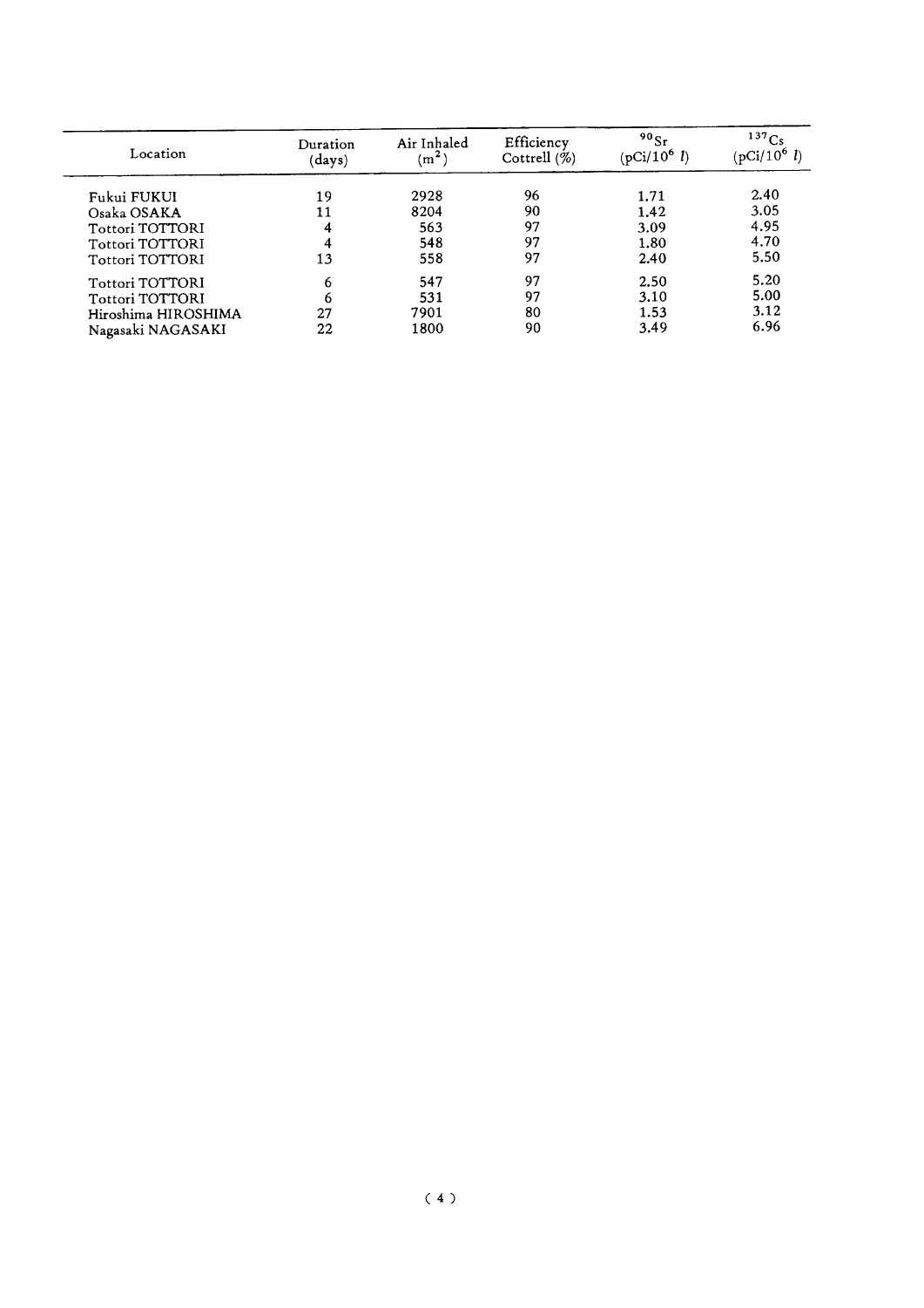| Location | Duration (days) | Air Inhaled ($m^2$) | Efficiency Cottrell (%) | $^{90}Sr$ (pCi/$10^6$ $l$) | $^{137}Cs$ (pCi/$10^6$ $l$) |
|---|---|---|---|---|---|
| Fukui FUKUI | 19 | 2928 | 96 | 1.71 | 2.40 |
| Osaka OSAKA | 11 | 8204 | 90 | 1.42 | 3.05 |
| Tottori TOTTORI | 4 | 563 | 97 | 3.09 | 4.95 |
| Tottori TOTTORI | 4 | 548 | 97 | 1.80 | 4.70 |
| Tottori TOTTORI | 13 | 558 | 97 | 2.40 | 5.50 |
| Tottori TOTTORI | 6 | 547 | 97 | 2.50 | 5.20 |
| Tottori TOTTORI | 6 | 531 | 97 | 3.10 | 5.00 |
| Hiroshima HIROSHIMA | 27 | 7901 | 80 | 1.53 | 3.12 |
| Nagasaki NAGASAKI | 22 | 1800 | 90 | 3.49 | 6.96 |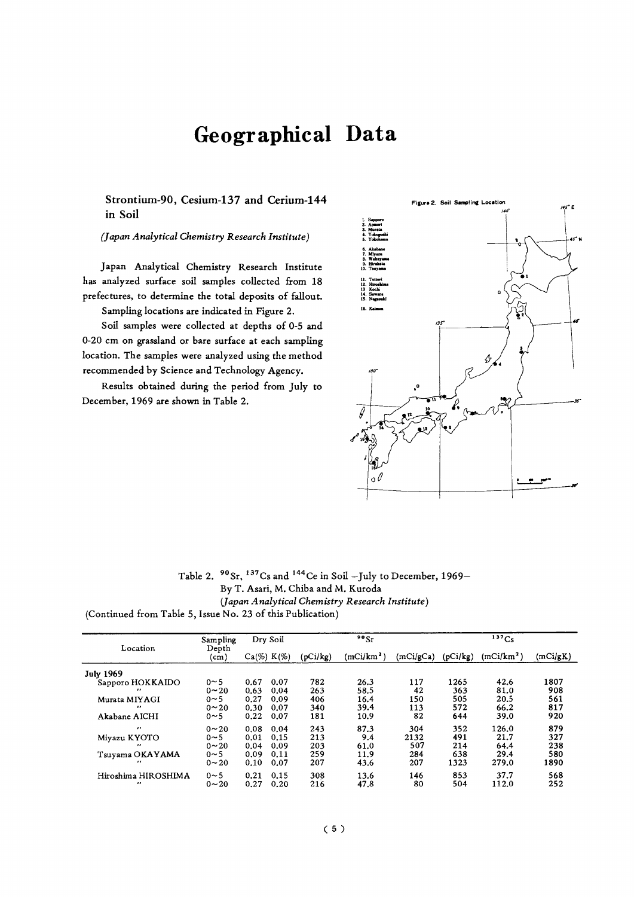# Geographical Data

## Strontium-90, Cesium-137 and Cerium-144 in Soil

*(Japan Analytical Chemistry Research Institute)*

Japan Analytical Chemistry Research Institute has analyzed surface soil samples collected from 18 prefectures, to determine the total deposits of fallout.

Sampling locations are indicated in Figure 2.

Soil samples were collected at depths of 0-5 and 0-20 cm on grassland or bare surface at each sampling location. The samples were analyzed using the method recommended by Science and Technology Agency.

Results obtained during the period from July to December, 1969 are shown in Table 2.

Figure 2. Soil Sampling Location

1. Sapporo
2. Aomori
3. Murata
4. Yokoguchi
5. Yokohama
6. Akabane
7. Miyazu
8. Wakayama
9. Hirakata
10. Tsuyama
11. Tottori
12. Hiroshima
13. Kochi
14. Sawara
15. Nagasaki
16. Kaimon

Table 2. $^{90}Sr$, $^{137}Cs$ and $^{144}Ce$ in Soil —July to December, 1969—
By T. Asari, M. Chiba and M. Kuroda
*(Japan Analytical Chemistry Research Institute)*
(Continued from Table 5, Issue No. 23 of this Publication)

| Location | Sampling Depth (cm) | Dry Soil Ca(%) | Dry Soil K(%) | $^{90}Sr$ (pCi/kg) | $^{90}Sr$ (mCi/km$^2$) | $^{90}Sr$ (mCi/gCa) | $^{137}Cs$ (pCi/kg) | $^{137}Cs$ (mCi/km$^2$) | $^{137}Cs$ (mCi/gK) |
|---|---|---|---|---|---|---|---|---|---|
| **July 1969** | | | | | | | | | |
| Sapporo HOKKAIDO | 0～5 | 0.67 | 0.07 | 782 | 26.3 | 117 | 1265 | 42.6 | 1807 |
| 〃 | 0～20 | 0.63 | 0.04 | 263 | 58.5 | 42 | 363 | 81.0 | 908 |
| Murata MIYAGI | 0～5 | 0.27 | 0.09 | 406 | 16.4 | 150 | 505 | 20.5 | 561 |
| 〃 | 0～20 | 0.30 | 0.07 | 340 | 39.4 | 113 | 572 | 66.2 | 817 |
| Akabane AICHI | 0～5 | 0.22 | 0.07 | 181 | 10.9 | 82 | 644 | 39.0 | 920 |
| 〃 | 0～20 | 0.08 | 0.04 | 243 | 87.3 | 304 | 352 | 126.0 | 879 |
| Miyazu KYOTO | 0～5 | 0.01 | 0.15 | 213 | 9.4 | 2132 | 491 | 21.7 | 327 |
| 〃 | 0～20 | 0.04 | 0.09 | 203 | 61.0 | 507 | 214 | 64.4 | 238 |
| Tsuyama OKAYAMA | 0～5 | 0.09 | 0.11 | 259 | 11.9 | 284 | 638 | 29.4 | 580 |
| 〃 | 0～20 | 0.10 | 0.07 | 207 | 43.6 | 207 | 1323 | 279.0 | 1890 |
| Hiroshima HIROSHIMA | 0～5 | 0.21 | 0.15 | 308 | 13.6 | 146 | 853 | 37.7 | 568 |
| 〃 | 0～20 | 0.27 | 0.20 | 216 | 47.8 | 80 | 504 | 112.0 | 252 |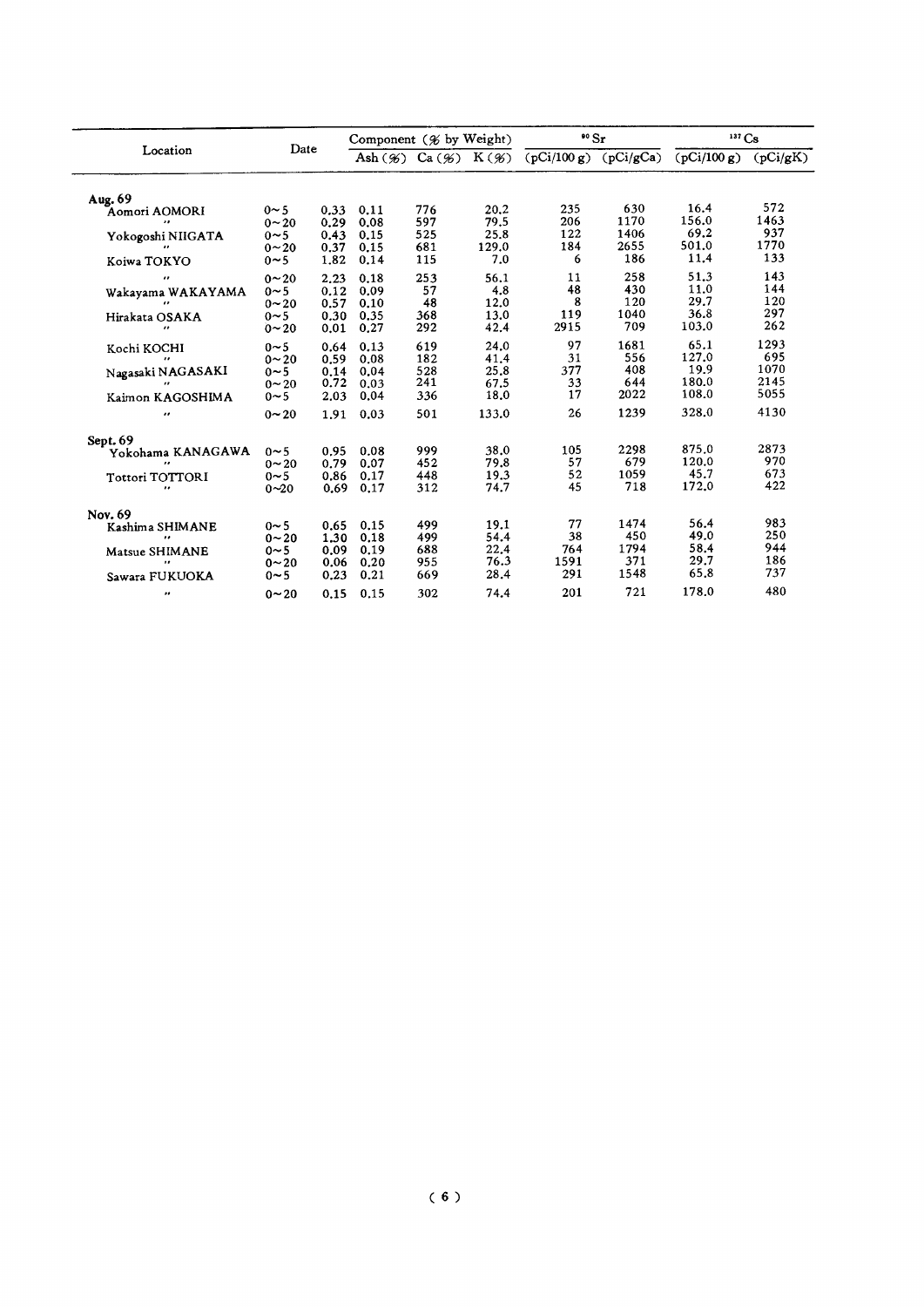| Location | Date | Component (% by Weight) | | | $^{90}Sr$ | | $^{137}Cs$ | |
|---|---|---|---|---|---|---|---|---|
| | | Ash (%) | Ca (%) | K (%) | (pCi/100 g) | (pCi/gCa) | (pCi/100 g) | (pCi/gK) |
| **Aug. 69** | | | | | | | | |
| Aomori AOMORI | 0~5 | 0.33 | 0.11 | 776 | 20.2 | 235 | 630 | 16.4 | 572 |
| 〃 | 0~20 | 0.29 | 0.08 | 597 | 79.5 | 206 | 1170 | 156.0 | 1463 |
| Yokogoshi NIIGATA | 0~5 | 0.43 | 0.15 | 525 | 25.8 | 122 | 1406 | 69.2 | 937 |
| 〃 | 0~20 | 0.37 | 0.15 | 681 | 129.0 | 184 | 2655 | 501.0 | 1770 |
| Koiwa TOKYO | 0~5 | 1.82 | 0.14 | 115 | 7.0 | 6 | 186 | 11.4 | 133 |
| 〃 | 0~20 | 2.23 | 0.18 | 253 | 56.1 | 11 | 258 | 51.3 | 143 |
| Wakayama WAKAYAMA | 0~5 | 0.12 | 0.09 | 57 | 4.8 | 48 | 430 | 11.0 | 144 |
| 〃 | 0~20 | 0.57 | 0.10 | 48 | 12.0 | 8 | 120 | 29.7 | 120 |
| Hirakata OSAKA | 0~5 | 0.30 | 0.35 | 368 | 13.0 | 119 | 1040 | 36.8 | 297 |
| 〃 | 0~20 | 0.01 | 0.27 | 292 | 42.4 | 2915 | 709 | 103.0 | 262 |
| Kochi KOCHI | 0~5 | 0.64 | 0.13 | 619 | 24.0 | 97 | 1681 | 65.1 | 1293 |
| 〃 | 0~20 | 0.59 | 0.08 | 182 | 41.4 | 31 | 556 | 127.0 | 695 |
| Nagasaki NAGASAKI | 0~5 | 0.14 | 0.04 | 528 | 25.8 | 377 | 408 | 19.9 | 1070 |
| 〃 | 0~20 | 0.72 | 0.03 | 241 | 67.5 | 33 | 644 | 180.0 | 2145 |
| Kaimon KAGOSHIMA | 0~5 | 2.03 | 0.04 | 336 | 18.0 | 17 | 2022 | 108.0 | 5055 |
| 〃 | 0~20 | 1.91 | 0.03 | 501 | 133.0 | 26 | 1239 | 328.0 | 4130 |
| **Sept. 69** | | | | | | | | |
| Yokohama KANAGAWA | 0~5 | 0.95 | 0.08 | 999 | 38.0 | 105 | 2298 | 875.0 | 2873 |
| 〃 | 0~20 | 0.79 | 0.07 | 452 | 79.8 | 57 | 679 | 120.0 | 970 |
| Tottori TOTTORI | 0~5 | 0.86 | 0.17 | 448 | 19.3 | 52 | 1059 | 45.7 | 673 |
| 〃 | 0~20 | 0.69 | 0.17 | 312 | 74.7 | 45 | 718 | 172.0 | 422 |
| **Nov. 69** | | | | | | | | |
| Kashima SHIMANE | 0~5 | 0.65 | 0.15 | 499 | 19.1 | 77 | 1474 | 56.4 | 983 |
| 〃 | 0~20 | 1.30 | 0.18 | 499 | 54.4 | 38 | 450 | 49.0 | 250 |
| Matsue SHIMANE | 0~5 | 0.09 | 0.19 | 688 | 22.4 | 764 | 1794 | 58.4 | 944 |
| 〃 | 0~20 | 0.06 | 0.20 | 955 | 76.3 | 1591 | 371 | 29.7 | 186 |
| Sawara FUKUOKA | 0~5 | 0.23 | 0.21 | 669 | 28.4 | 291 | 1548 | 65.8 | 737 |
| 〃 | 0~20 | 0.15 | 0.15 | 302 | 74.4 | 201 | 721 | 178.0 | 480 |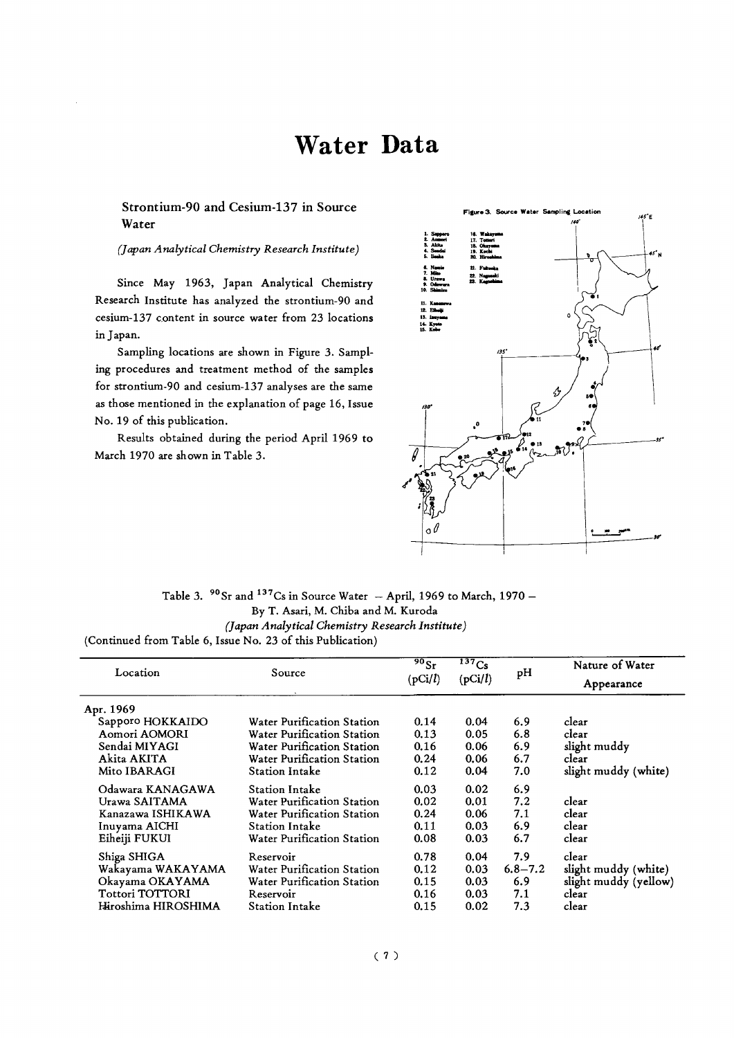# Water Data

## Strontium-90 and Cesium-137 in Source Water

*(Japan Analytical Chemistry Research Institute)*

Since May 1963, Japan Analytical Chemistry Research Institute has analyzed the strontium-90 and cesium-137 content in source water from 23 locations in Japan.

Sampling locations are shown in Figure 3. Sampling procedures and treatment method of the samples for strontium-90 and cesium-137 analyses are the same as those mentioned in the explanation of page 16, Issue No. 19 of this publication.

Results obtained during the period April 1969 to March 1970 are shown in Table 3.

Figure 3. Source Water Sampling Location

1. Sapporo
2. Aomori
3. Akita
4. Sendai
5. Iizaka
6. Namie
7. Mito
8. Urawa
9. Odawara
10. Shimizu
11. Kanazawa
12. Eiheiji
13. Inuyama
14. Kyoto
15. Kobe
16. Wakayama
17. Tottori
18. Okayama
19. Kochi
20. Hiroshima
21. Fukuoka
22. Nagasaki
23. Kagoshima

Table 3. $^{90}Sr$ and $^{137}Cs$ in Source Water — April, 1969 to March, 1970 —
By T. Asari, M. Chiba and M. Kuroda
*(Japan Analytical Chemistry Research Institute)*
(Continued from Table 6, Issue No. 23 of this Publication)

| Location | Source | $^{90}Sr$ (pCi/l) | $^{137}Cs$ (pCi/l) | pH | Nature of Water Appearance |
|---|---|---|---|---|---|
| Apr. 1969 | | | | | |
| Sapporo HOKKAIDO | Water Purification Station | 0.14 | 0.04 | 6.9 | clear |
| Aomori AOMORI | Water Purification Station | 0.13 | 0.05 | 6.8 | clear |
| Sendai MIYAGI | Water Purification Station | 0.16 | 0.06 | 6.9 | slight muddy |
| Akita AKITA | Water Purification Station | 0.24 | 0.06 | 6.7 | clear |
| Mito IBARAGI | Station Intake | 0.12 | 0.04 | 7.0 | slight muddy (white) |
| Odawara KANAGAWA | Station Intake | 0.03 | 0.02 | 6.9 | |
| Urawa SAITAMA | Water Purification Station | 0.02 | 0.01 | 7.2 | clear |
| Kanazawa ISHIKAWA | Water Purification Station | 0.24 | 0.06 | 7.1 | clear |
| Inuyama AICHI | Station Intake | 0.11 | 0.03 | 6.9 | clear |
| Eiheiji FUKUI | Water Purification Station | 0.08 | 0.03 | 6.7 | clear |
| Shiga SHIGA | Reservoir | 0.78 | 0.04 | 7.9 | clear |
| Wakayama WAKAYAMA | Water Purification Station | 0.12 | 0.03 | 6.8–7.2 | slight muddy (white) |
| Okayama OKAYAMA | Water Purification Station | 0.15 | 0.03 | 6.9 | slight muddy (yellow) |
| Tottori TOTTORI | Reservoir | 0.16 | 0.03 | 7.1 | clear |
| Hiroshima HIROSHIMA | Station Intake | 0.15 | 0.02 | 7.3 | clear |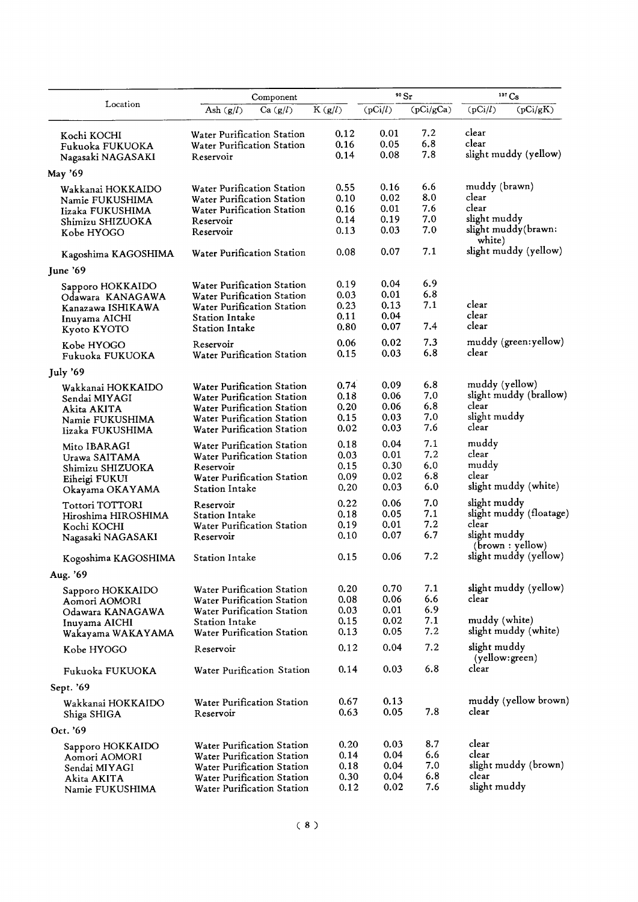| Location | Component | | | $^{90}Sr$ | | $^{137}Cs$ | |
|---|---|---|---|---|---|---|---|
| | Ash (g/l) | Ca (g/l) | K (g/l) | (pCi/l) | (pCi/gCa) | (pCi/l) | (pCi/gK) |
| Kochi KOCHI | Water Purification Station | | 0.12 | 0.01 | 7.2 | clear | |
| Fukuoka FUKUOKA | Water Purification Station | | 0.16 | 0.05 | 6.8 | clear | |
| Nagasaki NAGASAKI | Reservoir | | 0.14 | 0.08 | 7.8 | slight muddy (yellow) | |
| **May '69** | | | | | | | |
| Wakkanai HOKKAIDO | Water Purification Station | | 0.55 | 0.16 | 6.6 | muddy (brawn) | |
| Namie FUKUSHIMA | Water Purification Station | | 0.10 | 0.02 | 8.0 | clear | |
| Iizaka FUKUSHIMA | Water Purification Station | | 0.16 | 0.01 | 7.6 | clear | |
| Shimizu SHIZUOKA | Reservoir | | 0.14 | 0.19 | 7.0 | slight muddy | |
| Kobe HYOGO | Reservoir | | 0.13 | 0.03 | 7.0 | slight muddy(brawn: white) | |
| Kagoshima KAGOSHIMA | Water Purification Station | | 0.08 | 0.07 | 7.1 | slight muddy (yellow) | |
| **June '69** | | | | | | | |
| Sapporo HOKKAIDO | Water Purification Station | | 0.19 | 0.04 | 6.9 | | |
| Odawara KANAGAWA | Water Purification Station | | 0.03 | 0.01 | 6.8 | | |
| Kanazawa ISHIKAWA | Water Purification Station | | 0.23 | 0.13 | 7.1 | clear | |
| Inuyama AICHI | Station Intake | | 0.11 | 0.04 | | clear | |
| Kyoto KYOTO | Station Intake | | 0.80 | 0.07 | 7.4 | clear | |
| Kobe HYOGO | Reservoir | | 0.06 | 0.02 | 7.3 | muddy (green:yellow) | |
| Fukuoka FUKUOKA | Water Purification Station | | 0.15 | 0.03 | 6.8 | clear | |
| **July '69** | | | | | | | |
| Wakkanai HOKKAIDO | Water Purification Station | | 0.74 | 0.09 | 6.8 | muddy (yellow) | |
| Sendai MIYAGI | Water Purification Station | | 0.18 | 0.06 | 7.0 | slight muddy (brallow) | |
| Akita AKITA | Water Purification Station | | 0.20 | 0.06 | 6.8 | clear | |
| Namie FUKUSHIMA | Water Purification Station | | 0.15 | 0.03 | 7.0 | slight muddy | |
| Iizaka FUKUSHIMA | Water Purification Station | | 0.02 | 0.03 | 7.6 | clear | |
| Mito IBARAGI | Water Purification Station | | 0.18 | 0.04 | 7.1 | muddy | |
| Urawa SAITAMA | Water Purification Station | | 0.03 | 0.01 | 7.2 | clear | |
| Shimizu SHIZUOKA | Reservoir | | 0.15 | 0.30 | 6.0 | muddy | |
| Eiheigi FUKUI | Water Purification Station | | 0.09 | 0.02 | 6.8 | clear | |
| Okayama OKAYAMA | Station Intake | | 0.20 | 0.03 | 6.0 | slight muddy (white) | |
| Tottori TOTTORI | Reservoir | | 0.22 | 0.06 | 7.0 | slight muddy | |
| Hiroshima HIROSHIMA | Station Intake | | 0.18 | 0.05 | 7.1 | slight muddy (floatage) | |
| Kochi KOCHI | Water Purification Station | | 0.19 | 0.01 | 7.2 | clear | |
| Nagasaki NAGASAKI | Reservoir | | 0.10 | 0.07 | 6.7 | slight muddy (brown : yellow) | |
| Kogoshima KAGOSHIMA | Station Intake | | 0.15 | 0.06 | 7.2 | slight muddy (yellow) | |
| **Aug. '69** | | | | | | | |
| Sapporo HOKKAIDO | Water Purification Station | | 0.20 | 0.70 | 7.1 | slight muddy (yellow) | |
| Aomori AOMORI | Water Purification Station | | 0.08 | 0.06 | 6.6 | clear | |
| Odawara KANAGAWA | Water Purification Station | | 0.03 | 0.01 | 6.9 | | |
| Inuyama AICHI | Station Intake | | 0.15 | 0.02 | 7.1 | muddy (white) | |
| Wakayama WAKAYAMA | Water Purification Station | | 0.13 | 0.05 | 7.2 | slight muddy (white) | |
| Kobe HYOGO | Reservoir | | 0.12 | 0.04 | 7.2 | slight muddy (yellow:green) | |
| Fukuoka FUKUOKA | Water Purification Station | | 0.14 | 0.03 | 6.8 | clear | |
| **Sept. '69** | | | | | | | |
| Wakkanai HOKKAIDO | Water Purification Station | | 0.67 | 0.13 | | muddy (yellow brown) | |
| Shiga SHIGA | Reservoir | | 0.63 | 0.05 | 7.8 | clear | |
| **Oct. '69** | | | | | | | |
| Sapporo HOKKAIDO | Water Purification Station | | 0.20 | 0.03 | 8.7 | clear | |
| Aomori AOMORI | Water Purification Station | | 0.14 | 0.04 | 6.6 | clear | |
| Sendai MIYAGI | Water Purification Station | | 0.18 | 0.04 | 7.0 | slight muddy (brown) | |
| Akita AKITA | Water Purification Station | | 0.30 | 0.04 | 6.8 | clear | |
| Namie FUKUSHIMA | Water Purification Station | | 0.12 | 0.02 | 7.6 | slight muddy | |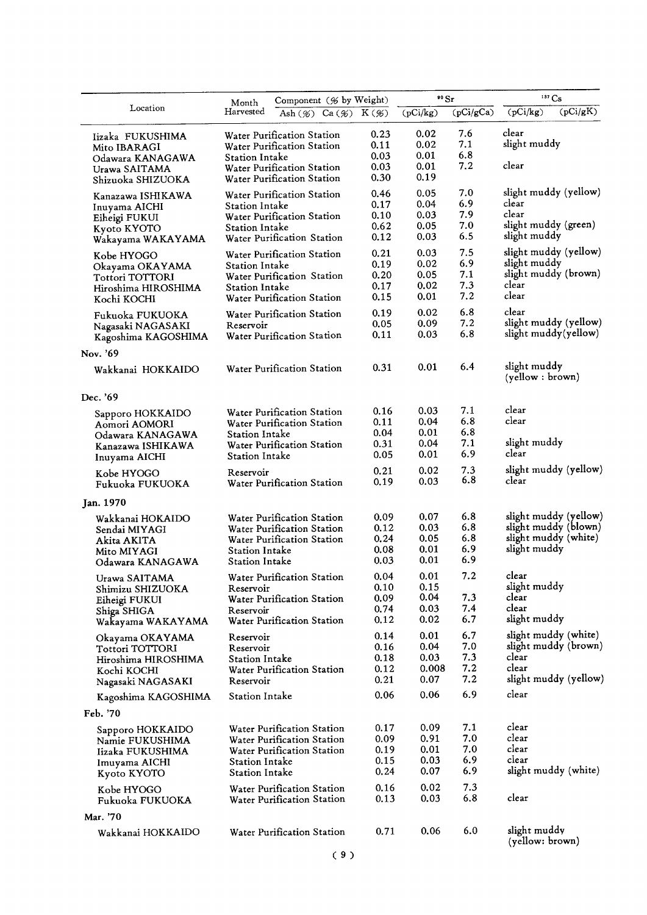| Location | Month Harvested | Component (% by Weight) Ash (%) | Ca (%) | K (%) | $^{90}$Sr (pCi/kg) | (pCi/gCa) | $^{137}$Cs (pCi/kg) | (pCi/gK) |
|---|---|---|---|---|---|---|---|---|
| Iizaka FUKUSHIMA | Water Purification Station | | | 0.23 | 0.02 | 7.6 | clear | |
| Mito IBARAGI | Water Purification Station | | | 0.11 | 0.02 | 7.1 | slight muddy | |
| Odawara KANAGAWA | Station Intake | | | 0.03 | 0.01 | 6.8 | | |
| Urawa SAITAMA | Water Purification Station | | | 0.03 | 0.01 | 7.2 | clear | |
| Shizuoka SHIZUOKA | Water Purification Station | | | 0.30 | 0.19 | | | |
| Kanazawa ISHIKAWA | Water Purification Station | | | 0.46 | 0.05 | 7.0 | slight muddy (yellow) | |
| Inuyama AICHI | Station Intake | | | 0.17 | 0.04 | 6.9 | clear | |
| Eiheigi FUKUI | Water Purification Station | | | 0.10 | 0.03 | 7.9 | clear | |
| Kyoto KYOTO | Station Intake | | | 0.62 | 0.05 | 7.0 | slight muddy (green) | |
| Wakayama WAKAYAMA | Water Purification Station | | | 0.12 | 0.03 | 6.5 | slight muddy | |
| Kobe HYOGO | Water Purification Station | | | 0.21 | 0.03 | 7.5 | slight muddy (yellow) | |
| Okayama OKAYAMA | Station Intake | | | 0.19 | 0.02 | 6.9 | slight muddy | |
| Tottori TOTTORI | Water Purification Station | | | 0.20 | 0.05 | 7.1 | slight muddy (brown) | |
| Hiroshima HIROSHIMA | Station Intake | | | 0.17 | 0.02 | 7.3 | clear | |
| Kochi KOCHI | Water Purification Station | | | 0.15 | 0.01 | 7.2 | clear | |
| Fukuoka FUKUOKA | Water Purification Station | | | 0.19 | 0.02 | 6.8 | clear | |
| Nagasaki NAGASAKI | Reservoir | | | 0.05 | 0.09 | 7.2 | slight muddy (yellow) | |
| Kagoshima KAGOSHIMA | Water Purification Station | | | 0.11 | 0.03 | 6.8 | slight muddy(yellow) | |
| **Nov. '69** | | | | | | | | |
| Wakkanai HOKKAIDO | Water Purification Station | | | 0.31 | 0.01 | 6.4 | slight muddy (yellow : brown) | |
| **Dec. '69** | | | | | | | | |
| Sapporo HOKKAIDO | Water Purification Station | | | 0.16 | 0.03 | 7.1 | clear | |
| Aomori AOMORI | Water Purification Station | | | 0.11 | 0.04 | 6.8 | clear | |
| Odawara KANAGAWA | Station Intake | | | 0.04 | 0.01 | 6.8 | | |
| Kanazawa ISHIKAWA | Water Purification Station | | | 0.31 | 0.04 | 7.1 | slight muddy | |
| Inuyama AICHI | Station Intake | | | 0.05 | 0.01 | 6.9 | clear | |
| Kobe HYOGO | Reservoir | | | 0.21 | 0.02 | 7.3 | slight muddy (yellow) | |
| Fukuoka FUKUOKA | Water Purification Station | | | 0.19 | 0.03 | 6.8 | clear | |
| **Jan. 1970** | | | | | | | | |
| Wakkanai HOKAIDO | Water Purification Station | | | 0.09 | 0.07 | 6.8 | slight muddy (yellow) | |
| Sendai MIYAGI | Water Purification Station | | | 0.12 | 0.03 | 6.8 | slight muddy (blown) | |
| Akita AKITA | Water Purification Station | | | 0.24 | 0.05 | 6.8 | slight muddy (white) | |
| Mito MIYAGI | Station Intake | | | 0.08 | 0.01 | 6.9 | slight muddy | |
| Odawara KANAGAWA | Station Intake | | | 0.03 | 0.01 | 6.9 | | |
| Urawa SAITAMA | Water Purification Station | | | 0.04 | 0.01 | 7.2 | clear | |
| Shimizu SHIZUOKA | Reservoir | | | 0.10 | 0.15 | | slight muddy | |
| Eiheigi FUKUI | Water Purification Station | | | 0.09 | 0.04 | 7.3 | clear | |
| Shiga SHIGA | Reservoir | | | 0.74 | 0.03 | 7.4 | clear | |
| Wakayama WAKAYAMA | Water Purification Station | | | 0.12 | 0.02 | 6.7 | slight muddy | |
| Okayama OKAYAMA | Reservoir | | | 0.14 | 0.01 | 6.7 | slight muddy (white) | |
| Tottori TOTTORI | Reservoir | | | 0.16 | 0.04 | 7.0 | slight muddy (brown) | |
| Hiroshima HIROSHIMA | Station Intake | | | 0.18 | 0.03 | 7.3 | clear | |
| Kochi KOCHI | Water Purification Station | | | 0.12 | 0.008 | 7.2 | clear | |
| Nagasaki NAGASAKI | Reservoir | | | 0.21 | 0.07 | 7.2 | slight muddy (yellow) | |
| Kagoshima KAGOSHIMA | Station Intake | | | 0.06 | 0.06 | 6.9 | clear | |
| **Feb. '70** | | | | | | | | |
| Sapporo HOKKAIDO | Water Purification Station | | | 0.17 | 0.09 | 7.1 | clear | |
| Namie FUKUSHIMA | Water Purification Station | | | 0.09 | 0.91 | 7.0 | clear | |
| Iizaka FUKUSHIMA | Water Purification Station | | | 0.19 | 0.01 | 7.0 | clear | |
| Imuyama AICHI | Station Intake | | | 0.15 | 0.03 | 6.9 | clear | |
| Kyoto KYOTO | Station Intake | | | 0.24 | 0.07 | 6.9 | slight muddy (white) | |
| Kobe HYOGO | Water Purification Station | | | 0.16 | 0.02 | 7.3 | | |
| Fukuoka FUKUOKA | Water Purification Station | | | 0.13 | 0.03 | 6.8 | clear | |
| **Mar. '70** | | | | | | | | |
| Wakkanai HOKKAIDO | Water Purification Station | | | 0.71 | 0.06 | 6.0 | slight muddy (yellow: brown) | |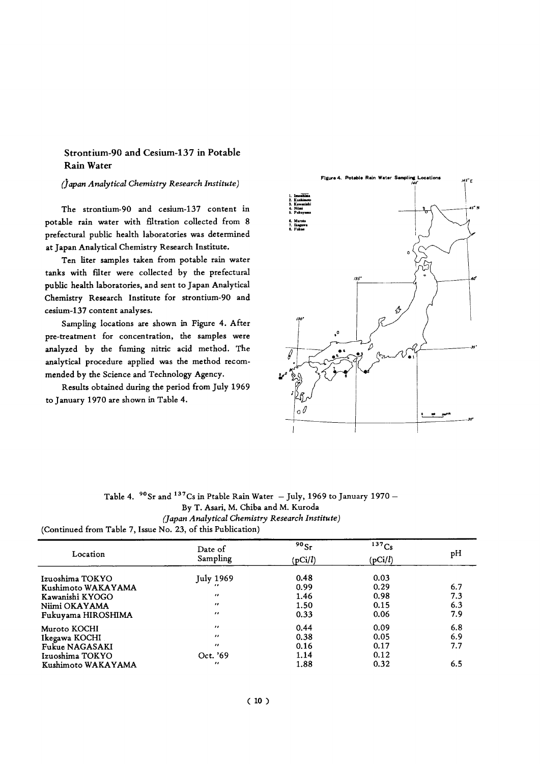## Strontium-90 and Cesium-137 in Potable Rain Water

*(Japan Analytical Chemistry Research Institute)*

The strontium-90 and cesium-137 content in potable rain water with filtration collected from 8 prefectural public health laboratories was determined at Japan Analytical Chemistry Research Institute.

Ten liter samples taken from potable rain water tanks with filter were collected by the prefectural public health laboratories, and sent to Japan Analytical Chemistry Research Institute for strontium-90 and cesium-137 content analyses.

Sampling locations are shown in Figure 4. After pre-treatment for concentration, the samples were analyzed by the fuming nitric acid method. The analytical procedure applied was the method recommended by the Science and Technology Agency.

Results obtained during the period from July 1969 to January 1970 are shown in Table 4.

Figure 4. Potable Rain Water Sampling Locations

1. Izuoshima
2. Kushimoto
3. Kawanishi
4. Niimi
5. Fukuyama
6. Muroto
7. Ikegawa
8. Fukue

Table 4. $^{90}$Sr and $^{137}$Cs in Ptable Rain Water — July, 1969 to January 1970 —
By T. Asari, M. Chiba and M. Kuroda
*(Japan Analytical Chemistry Research Institute)*
(Continued from Table 7, Issue No. 23, of this Publication)

| Location | Date of Sampling | $^{90}$Sr (pCi/$l$) | $^{137}$Cs (pCi/$l$) | pH |
|---|---|---|---|---|
| Izuoshima TOKYO | July 1969 | 0.48 | 0.03 | |
| Kushimoto WAKAYAMA | " | 0.99 | 0.29 | 6.7 |
| Kawanishi KYOGO | " | 1.46 | 0.98 | 7.3 |
| Niimi OKAYAMA | " | 1.50 | 0.15 | 6.3 |
| Fukuyama HIROSHIMA | " | 0.33 | 0.06 | 7.9 |
| Muroto KOCHI | " | 0.44 | 0.09 | 6.8 |
| Ikegawa KOCHI | " | 0.38 | 0.05 | 6.9 |
| Fukue NAGASAKI | " | 0.16 | 0.17 | 7.7 |
| Izuoshima TOKYO | Oct. '69 | 1.14 | 0.12 | |
| Kushimoto WAKAYAMA | " | 1.88 | 0.32 | 6.5 |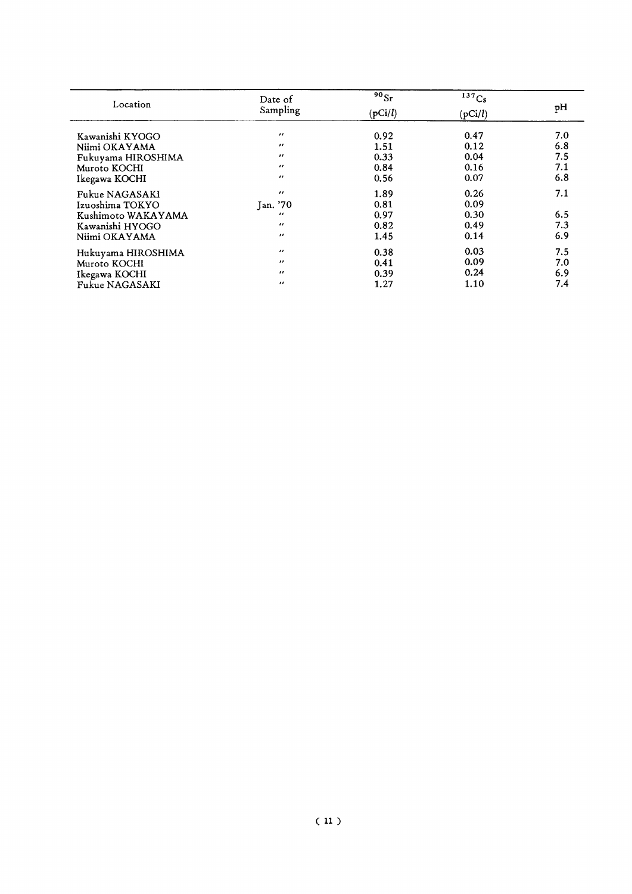| Location | Date of Sampling | $^{90}Sr$ (pCi/*l*) | $^{137}Cs$ (pCi/*l*) | pH |
|---|---|---|---|---|
| Kawanishi KYOGO | 〃 | 0.92 | 0.47 | 7.0 |
| Niimi OKAYAMA | 〃 | 1.51 | 0.12 | 6.8 |
| Fukuyama HIROSHIMA | 〃 | 0.33 | 0.04 | 7.5 |
| Muroto KOCHI | 〃 | 0.84 | 0.16 | 7.1 |
| Ikegawa KOCHI | 〃 | 0.56 | 0.07 | 6.8 |
| Fukue NAGASAKI | 〃 | 1.89 | 0.26 | 7.1 |
| Izuoshima TOKYO | Jan. '70 | 0.81 | 0.09 | |
| Kushimoto WAKAYAMA | 〃 | 0.97 | 0.30 | 6.5 |
| Kawanishi HYOGO | 〃 | 0.82 | 0.49 | 7.3 |
| Niimi OKAYAMA | 〃 | 1.45 | 0.14 | 6.9 |
| Hukuyama HIROSHIMA | 〃 | 0.38 | 0.03 | 7.5 |
| Muroto KOCHI | 〃 | 0.41 | 0.09 | 7.0 |
| Ikegawa KOCHI | 〃 | 0.39 | 0.24 | 6.9 |
| Fukue NAGASAKI | 〃 | 1.27 | 1.10 | 7.4 |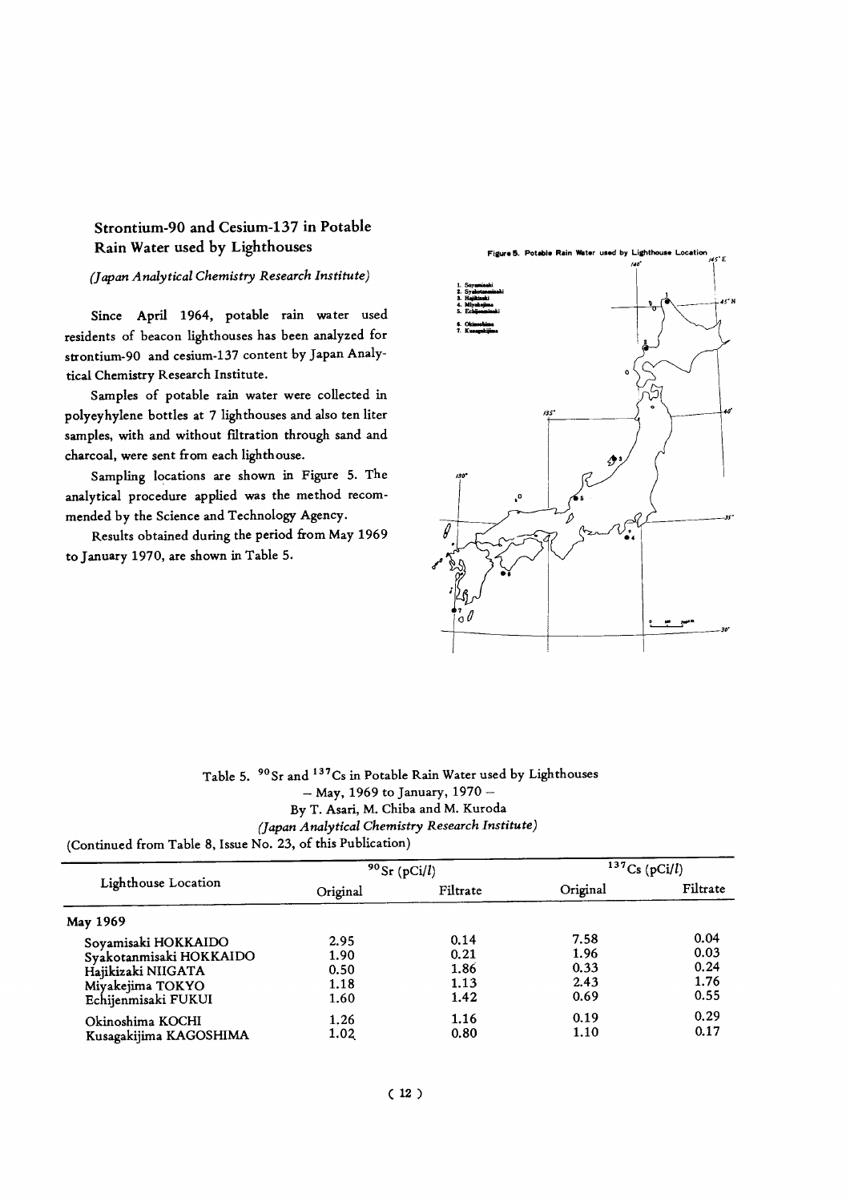## Strontium-90 and Cesium-137 in Potable Rain Water used by Lighthouses

*(Japan Analytical Chemistry Research Institute)*

Since April 1964, potable rain water used residents of beacon lighthouses has been analyzed for strontium-90 and cesium-137 content by Japan Analytical Chemistry Research Institute.

Samples of potable rain water were collected in polyeyhylene bottles at 7 lighthouses and also ten liter samples, with and without filtration through sand and charcoal, were sent from each lighthouse.

Sampling locations are shown in Figure 5. The analytical procedure applied was the method recommended by the Science and Technology Agency.

Results obtained during the period from May 1969 to January 1970, are shown in Table 5.

Figure 5. Potable Rain Water used by Lighthouse Location

1. Soyamisaki
2. Syakotanmisaki
3. Hajikizaki
4. Miyakejima
5. Echijenmisaki
6. Okinoshima
7. Kusagakijima

Table 5. $^{90}Sr$ and $^{137}Cs$ in Potable Rain Water used by Lighthouses
– May, 1969 to January, 1970 –
By T. Asari, M. Chiba and M. Kuroda
*(Japan Analytical Chemistry Research Institute)*
(Continued from Table 8, Issue No. 23, of this Publication)

| Lighthouse Location | $^{90}Sr$ (pCi/*l*) | | $^{137}Cs$ (pCi/*l*) | |
|---|---|---|---|---|
| | Original | Filtrate | Original | Filtrate |
| **May 1969** | | | | |
| Soyamisaki HOKKAIDO | 2.95 | 0.14 | 7.58 | 0.04 |
| Syakotanmisaki HOKKAIDO | 1.90 | 0.21 | 1.96 | 0.03 |
| Hajikizaki NIIGATA | 0.50 | 1.86 | 0.33 | 0.24 |
| Miyakejima TOKYO | 1.18 | 1.13 | 2.43 | 1.76 |
| Echijenmisaki FUKUI | 1.60 | 1.42 | 0.69 | 0.55 |
| Okinoshima KOCHI | 1.26 | 1.16 | 0.19 | 0.29 |
| Kusagakijima KAGOSHIMA | 1.02 | 0.80 | 1.10 | 0.17 |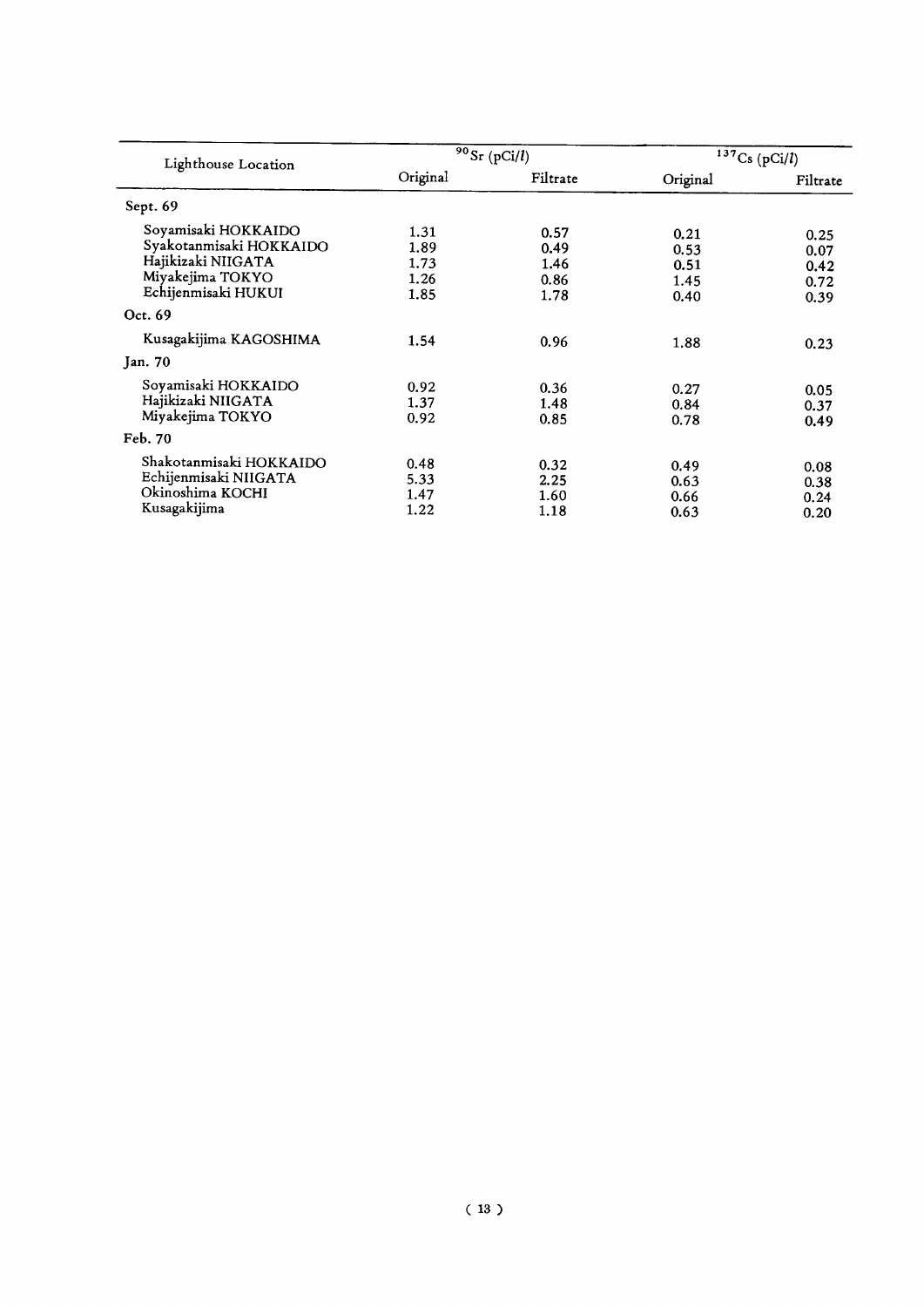| Lighthouse Location | $^{90}Sr$ (pCi/$l$) | | $^{137}Cs$ (pCi/$l$) | |
|---|---|---|---|---|
| | Original | Filtrate | Original | Filtrate |
| Sept. 69 | | | | |
| Soyamisaki HOKKAIDO | 1.31 | 0.57 | 0.21 | 0.25 |
| Syakotanmisaki HOKKAIDO | 1.89 | 0.49 | 0.53 | 0.07 |
| Hajikizaki NIIGATA | 1.73 | 1.46 | 0.51 | 0.42 |
| Miyakejima TOKYO | 1.26 | 0.86 | 1.45 | 0.72 |
| Echijenmisaki HUKUI | 1.85 | 1.78 | 0.40 | 0.39 |
| Oct. 69 | | | | |
| Kusagakijima KAGOSHIMA | 1.54 | 0.96 | 1.88 | 0.23 |
| Jan. 70 | | | | |
| Soyamisaki HOKKAIDO | 0.92 | 0.36 | 0.27 | 0.05 |
| Hajikizaki NIIGATA | 1.37 | 1.48 | 0.84 | 0.37 |
| Miyakejima TOKYO | 0.92 | 0.85 | 0.78 | 0.49 |
| Feb. 70 | | | | |
| Shakotanmisaki HOKKAIDO | 0.48 | 0.32 | 0.49 | 0.08 |
| Echijenmisaki NIIGATA | 5.33 | 2.25 | 0.63 | 0.38 |
| Okinoshima KOCHI | 1.47 | 1.60 | 0.66 | 0.24 |
| Kusagakijima | 1.22 | 1.18 | 0.63 | 0.20 |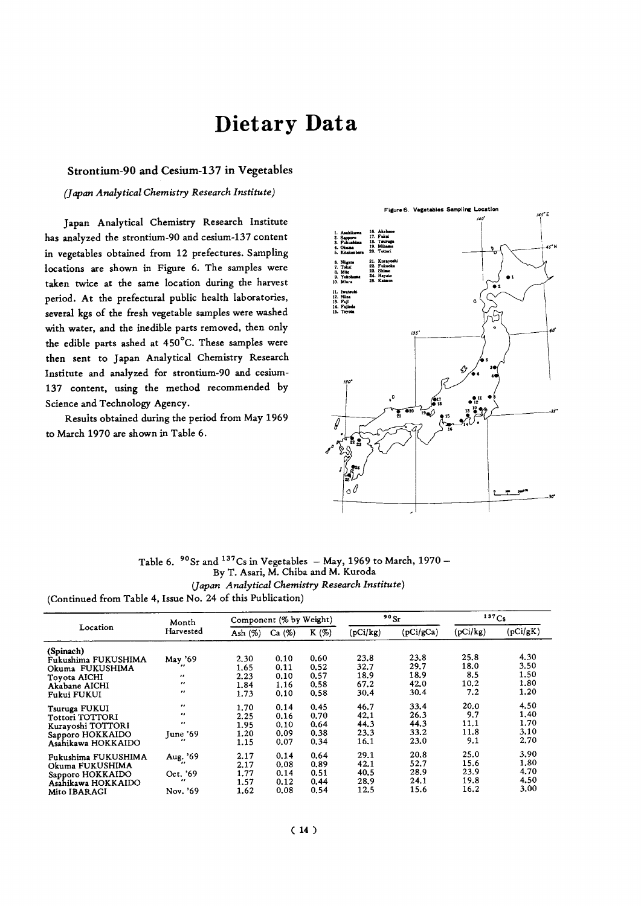# Dietary Data

## Strontium-90 and Cesium-137 in Vegetables

*(Japan Analytical Chemistry Research Institute)*

Japan Analytical Chemistry Research Institute has analyzed the strontium-90 and cesium-137 content in vegetables obtained from 12 prefectures. Sampling locations are shown in Figure 6. The samples were taken twice at the same location during the harvest period. At the prefectural public health laboratories, several kgs of the fresh vegetable samples were washed with water, and the inedible parts removed, then only the edible parts ashed at 450°C. These samples were then sent to Japan Analytical Chemistry Research Institute and analyzed for strontium-90 and cesium-137 content, using the method recommended by Science and Technology Agency.

Results obtained during the period from May 1969 to March 1970 are shown in Table 6.

Figure 6. Vegetables Sampling Location

1. Asahikawa
2. Sapporo
3. Fukushima
4. Okuma
5. Kitakanbara
6. Niigata
7. Tokai
8. Mito
9. Yokohama
10. Miura
11. Iwatsuki
12. Niiza
13. Fuji
14. Fujieda
15. Toyota
16. Akabane
17. Fukui
18. Tsuruga
19. Mihama
20. Tottori
21. Kurayoshi
22. Fukuoka
23. Shime
24. Hayato
25. Kaimon

Table 6. $^{90}$Sr and $^{137}$Cs in Vegetables — May, 1969 to March, 1970 —
By T. Asari, M. Chiba and M. Kuroda
*(Japan Analytical Chemistry Research Institute)*
(Continued from Table 4, Issue No. 24 of this Publication)

| Location | Month Harvested | Component (% by Weight) | | | $^{90}$Sr | | $^{137}$Cs | |
|---|---|---|---|---|---|---|---|---|
| | | Ash (%) | Ca (%) | K (%) | (pCi/kg) | (pCi/gCa) | (pCi/kg) | (pCi/gK) |
| (Spinach) | | | | | | | | |
| Fukushima FUKUSHIMA | May '69 | 2.30 | 0.10 | 0.60 | 23.8 | 23.8 | 25.8 | 4.30 |
| Okuma FUKUSHIMA | " | 1.65 | 0.11 | 0.52 | 32.7 | 29.7 | 18.0 | 3.50 |
| Toyota AICHI | " | 2.23 | 0.10 | 0.57 | 18.9 | 18.9 | 8.5 | 1.50 |
| Akabane AICHI | " | 1.84 | 1.16 | 0.58 | 67.2 | 42.0 | 10.2 | 1.80 |
| Fukui FUKUI | " | 1.73 | 0.10 | 0.58 | 30.4 | 30.4 | 7.2 | 1.20 |
| Tsuruga FUKUI | " | 1.70 | 0.14 | 0.45 | 46.7 | 33.4 | 20.0 | 4.50 |
| Tottori TOTTORI | " | 2.25 | 0.16 | 0.70 | 42.1 | 26.3 | 9.7 | 1.40 |
| Kurayoshi TOTTORI | " | 1.95 | 0.10 | 0.64 | 44.3 | 44.3 | 11.1 | 1.70 |
| Sapporo HOKKAIDO | June '69 | 1.20 | 0.09 | 0.38 | 23.3 | 33.2 | 11.8 | 3.10 |
| Asahikawa HOKKAIDO | " | 1.15 | 0.07 | 0.34 | 16.1 | 23.0 | 9.1 | 2.70 |
| Fukushima FUKUSHIMA | Aug. '69 | 2.17 | 0.14 | 0.64 | 29.1 | 20.8 | 25.0 | 3.90 |
| Okuma FUKUSHIMA | " | 2.17 | 0.08 | 0.89 | 42.1 | 52.7 | 15.6 | 1.80 |
| Sapporo HOKKAIDO | Oct. '69 | 1.77 | 0.14 | 0.51 | 40.5 | 28.9 | 23.9 | 4.70 |
| Asahikawa HOKKAIDO | " | 1.57 | 0.12 | 0.44 | 28.9 | 24.1 | 19.8 | 4.50 |
| Mito IBARAGI | Nov. '69 | 1.62 | 0.08 | 0.54 | 12.5 | 15.6 | 16.2 | 3.00 |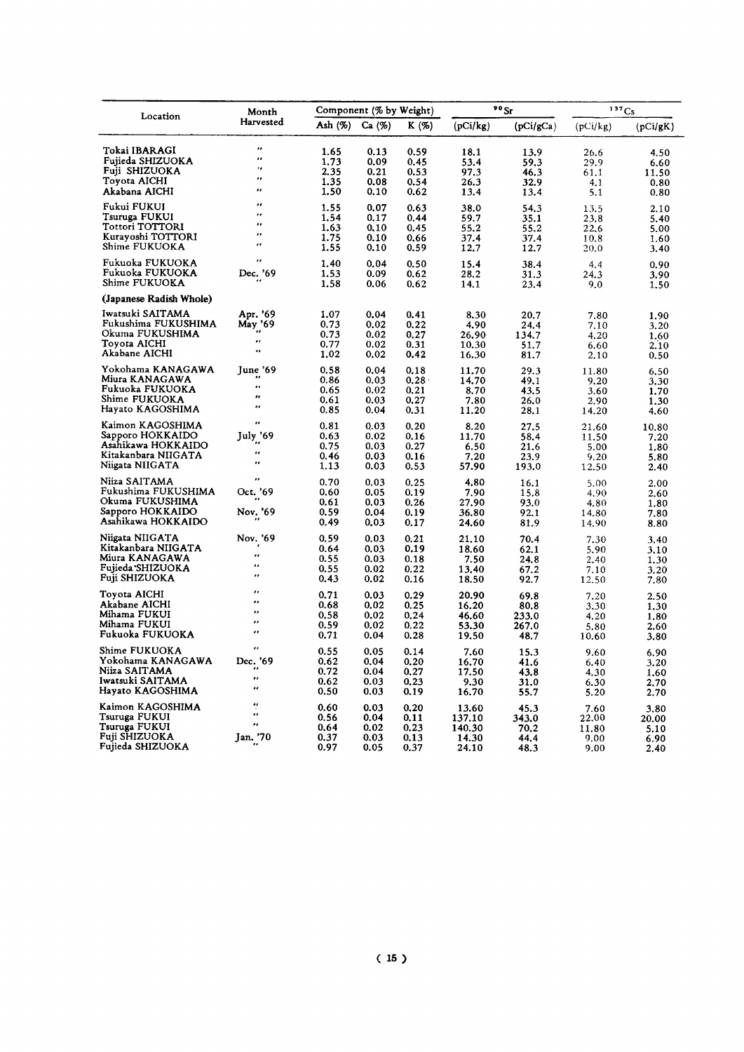| Location | Month Harvested | Component (% by Weight) | | | $^{90}Sr$ | | $^{137}Cs$ | |
|---|---|---|---|---|---|---|---|---|
| | | Ash (%) | Ca (%) | K (%) | (pCi/kg) | (pCi/gCa) | (pCi/kg) | (pCi/gK) |
| Tokai IBARAGI | " | 1.65 | 0.13 | 0.59 | 18.1 | 13.9 | 26.6 | 4.50 |
| Fujieda SHIZUOKA | " | 1.73 | 0.09 | 0.45 | 53.4 | 59.3 | 29.9 | 6.60 |
| Fuji SHIZUOKA | " | 2.35 | 0.21 | 0.53 | 97.3 | 46.3 | 61.1 | 11.50 |
| Toyota AICHI | " | 1.35 | 0.08 | 0.54 | 26.3 | 32.9 | 4.1 | 0.80 |
| Akabana AICHI | " | 1.50 | 0.10 | 0.62 | 13.4 | 13.4 | 5.1 | 0.80 |
| Fukui FUKUI | " | 1.55 | 0.07 | 0.63 | 38.0 | 54.3 | 13.5 | 2.10 |
| Tsuruga FUKUI | " | 1.54 | 0.17 | 0.44 | 59.7 | 35.1 | 23.8 | 5.40 |
| Tottori TOTTORI | " | 1.63 | 0.10 | 0.45 | 55.2 | 55.2 | 22.6 | 5.00 |
| Kurayoshi TOTTORI | " | 1.75 | 0.10 | 0.66 | 37.4 | 37.4 | 10.8 | 1.60 |
| Shime FUKUOKA | " | 1.55 | 0.10 | 0.59 | 12.7 | 12.7 | 20.0 | 3.40 |
| Fukuoka FUKUOKA | " | 1.40 | 0.04 | 0.50 | 15.4 | 38.4 | 4.4 | 0.90 |
| Fukuoka FUKUOKA | Dec. '69 | 1.53 | 0.09 | 0.62 | 28.2 | 31.3 | 24.3 | 3.90 |
| Shime FUKUOKA | " | 1.58 | 0.06 | 0.62 | 14.1 | 23.4 | 9.0 | 1.50 |
| **(Japanese Radish Whole)** | | | | | | | | |
| Iwatsuki SAITAMA | Apr. '69 | 1.07 | 0.04 | 0.41 | 8.30 | 20.7 | 7.80 | 1.90 |
| Fukushima FUKUSHIMA | May '69 | 0.73 | 0.02 | 0.22 | 4.90 | 24.4 | 7.10 | 3.20 |
| Okuma FUKUSHIMA | " | 0.73 | 0.02 | 0.27 | 26.90 | 134.7 | 4.20 | 1.60 |
| Toyota AICHI | " | 0.77 | 0.02 | 0.31 | 10.30 | 51.7 | 6.60 | 2.10 |
| Akabane AICHI | " | 1.02 | 0.02 | 0.42 | 16.30 | 81.7 | 2.10 | 0.50 |
| Yokohama KANAGAWA | June '69 | 0.58 | 0.04 | 0.18 | 11.70 | 29.3 | 11.80 | 6.50 |
| Miura KANAGAWA | " | 0.86 | 0.03 | 0.28 | 14.70 | 49.1 | 9.20 | 3.30 |
| Fukuoka FUKUOKA | " | 0.65 | 0.02 | 0.21 | 8.70 | 43.5 | 3.60 | 1.70 |
| Shime FUKUOKA | " | 0.61 | 0.03 | 0.27 | 7.80 | 26.0 | 2.90 | 1.30 |
| Hayato KAGOSHIMA | " | 0.85 | 0.04 | 0.31 | 11.20 | 28.1 | 14.20 | 4.60 |
| Kaimon KAGOSHIMA | " | 0.81 | 0.03 | 0.20 | 8.20 | 27.5 | 21.60 | 10.80 |
| Sapporo HOKKAIDO | July '69 | 0.63 | 0.02 | 0.16 | 11.70 | 58.4 | 11.50 | 7.20 |
| Asahikawa HOKKAIDO | " | 0.75 | 0.03 | 0.27 | 6.50 | 21.6 | 5.00 | 1.80 |
| Kitakanbara NIIGATA | " | 0.46 | 0.03 | 0.16 | 7.20 | 23.9 | 9.20 | 5.80 |
| Niigata NIIGATA | " | 1.13 | 0.03 | 0.53 | 57.90 | 193.0 | 12.50 | 2.40 |
| Niiza SAITAMA | " | 0.70 | 0.03 | 0.25 | 4.80 | 16.1 | 5.00 | 2.00 |
| Fukushima FUKUSHIMA | Oct. '69 | 0.60 | 0.05 | 0.19 | 7.90 | 15.8 | 4.90 | 2.60 |
| Okuma FUKUSHIMA | " | 0.61 | 0.03 | 0.26 | 27.90 | 93.0 | 4.80 | 1.80 |
| Sapporo HOKKAIDO | Nov. '69 | 0.59 | 0.04 | 0.19 | 36.80 | 92.1 | 14.80 | 7.80 |
| Asahikawa HOKKAIDO | " | 0.49 | 0.03 | 0.17 | 24.60 | 81.9 | 14.90 | 8.80 |
| Niigata NIIGATA | Nov. '69 | 0.59 | 0.03 | 0.21 | 21.10 | 70.4 | 7.30 | 3.40 |
| Kitakanbara NIIGATA | " | 0.64 | 0.03 | 0.19 | 18.60 | 62.1 | 5.90 | 3.10 |
| Miura KANAGAWA | " | 0.55 | 0.03 | 0.18 | 7.50 | 24.8 | 2.40 | 1.30 |
| Fujieda SHIZUOKA | " | 0.55 | 0.02 | 0.22 | 13.40 | 67.2 | 7.10 | 3.20 |
| Fuji SHIZUOKA | " | 0.43 | 0.02 | 0.16 | 18.50 | 92.7 | 12.50 | 7.80 |
| Toyota AICHI | " | 0.71 | 0.03 | 0.29 | 20.90 | 69.8 | 7.20 | 2.50 |
| Akabane AICHI | " | 0.68 | 0.02 | 0.25 | 16.20 | 80.8 | 3.30 | 1.30 |
| Mihama FUKUI | " | 0.58 | 0.02 | 0.24 | 46.60 | 233.0 | 4.20 | 1.80 |
| Mihama FUKUI | " | 0.59 | 0.02 | 0.22 | 53.30 | 267.0 | 5.80 | 2.60 |
| Fukuoka FUKUOKA | " | 0.71 | 0.04 | 0.28 | 19.50 | 48.7 | 10.60 | 3.80 |
| Shime FUKUOKA | " | 0.55 | 0.05 | 0.14 | 7.60 | 15.3 | 9.60 | 6.90 |
| Yokohama KANAGAWA | Dec. '69 | 0.62 | 0.04 | 0.20 | 16.70 | 41.6 | 6.40 | 3.20 |
| Niiza SAITAMA | " | 0.72 | 0.04 | 0.27 | 17.50 | 43.8 | 4.30 | 1.60 |
| Iwatsuki SAITAMA | " | 0.62 | 0.03 | 0.23 | 9.30 | 31.0 | 6.30 | 2.70 |
| Hayato KAGOSHIMA | " | 0.50 | 0.03 | 0.19 | 16.70 | 55.7 | 5.20 | 2.70 |
| Kaimon KAGOSHIMA | " | 0.60 | 0.03 | 0.20 | 13.60 | 45.3 | 7.60 | 3.80 |
| Tsuruga FUKUI | " | 0.56 | 0.04 | 0.11 | 137.10 | 343.0 | 22.00 | 20.00 |
| Tsuruga FUKUI | " | 0.64 | 0.02 | 0.23 | 140.30 | 70.2 | 11.80 | 5.10 |
| Fuji SHIZUOKA | Jan. '70 | 0.37 | 0.03 | 0.13 | 14.30 | 44.4 | 9.00 | 6.90 |
| Fujieda SHIZUOKA | " | 0.97 | 0.05 | 0.37 | 24.10 | 48.3 | 9.00 | 2.40 |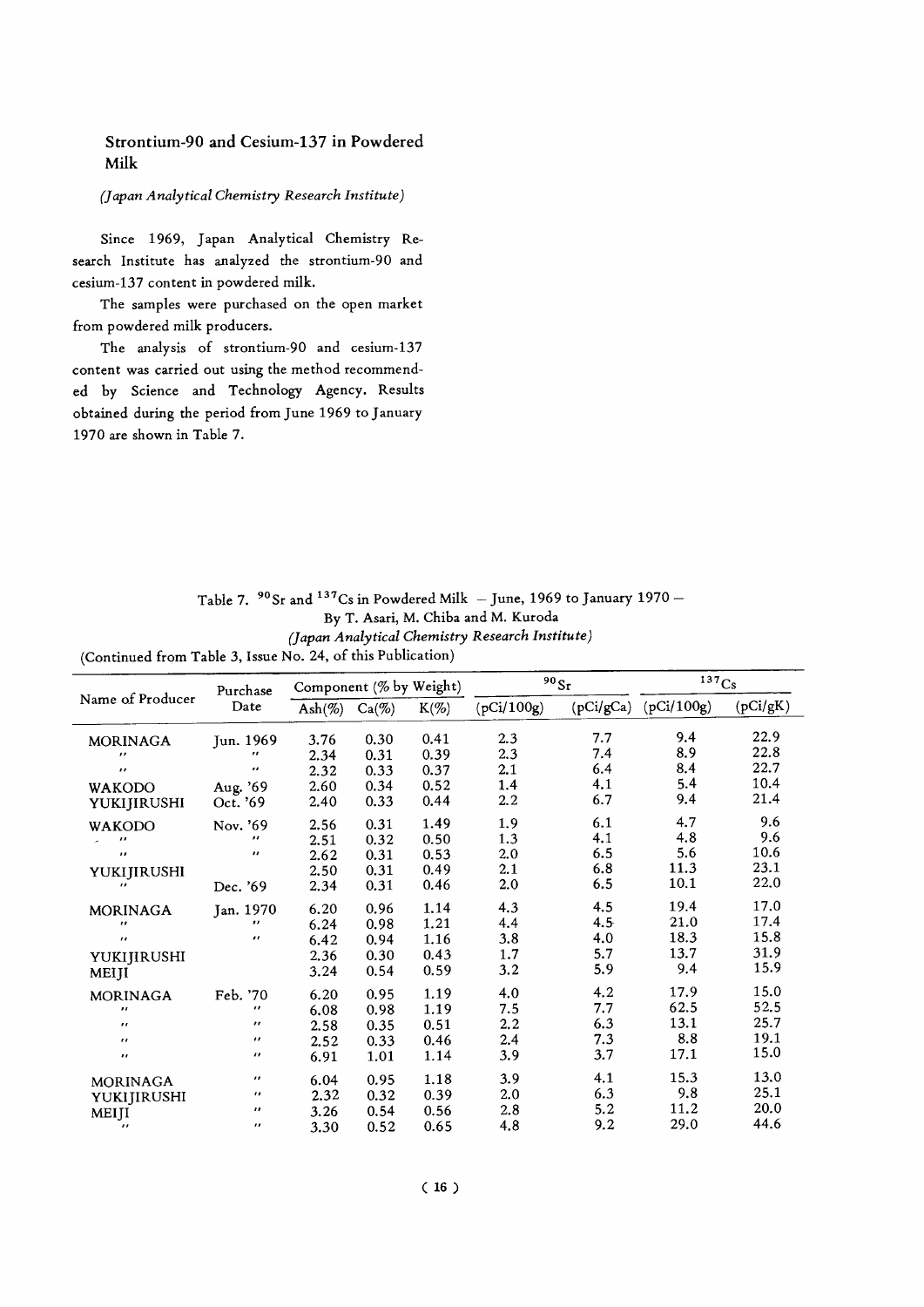## Strontium-90 and Cesium-137 in Powdered Milk

*(Japan Analytical Chemistry Research Institute)*

Since 1969, Japan Analytical Chemistry Research Institute has analyzed the strontium-90 and cesium-137 content in powdered milk.

The samples were purchased on the open market from powdered milk producers.

The analysis of strontium-90 and cesium-137 content was carried out using the method recommended by Science and Technology Agency. Results obtained during the period from June 1969 to January 1970 are shown in Table 7.

Table 7. $^{90}Sr$ and $^{137}Cs$ in Powdered Milk — June, 1969 to January 1970 —
By T. Asari, M. Chiba and M. Kuroda
*(Japan Analytical Chemistry Research Institute)*
(Continued from Table 3, Issue No. 24, of this Publication)

| Name of Producer | Purchase Date | Component (% by Weight) | | | $^{90}Sr$ | | $^{137}Cs$ | |
|---|---|---|---|---|---|---|---|---|
| | | Ash(%) | Ca(%) | K(%) | (pCi/100g) | (pCi/gCa) | (pCi/100g) | (pCi/gK) |
| MORINAGA | Jun. 1969 | 3.76 | 0.30 | 0.41 | 2.3 | 7.7 | 9.4 | 22.9 |
| " | " | 2.34 | 0.31 | 0.39 | 2.3 | 7.4 | 8.9 | 22.8 |
| " | " | 2.32 | 0.33 | 0.37 | 2.1 | 6.4 | 8.4 | 22.7 |
| WAKODO | Aug. '69 | 2.60 | 0.34 | 0.52 | 1.4 | 4.1 | 5.4 | 10.4 |
| YUKIJIRUSHI | Oct. '69 | 2.40 | 0.33 | 0.44 | 2.2 | 6.7 | 9.4 | 21.4 |
| WAKODO | Nov. '69 | 2.56 | 0.31 | 1.49 | 1.9 | 6.1 | 4.7 | 9.6 |
| " | " | 2.51 | 0.32 | 0.50 | 1.3 | 4.1 | 4.8 | 9.6 |
| " | " | 2.62 | 0.31 | 0.53 | 2.0 | 6.5 | 5.6 | 10.6 |
| YUKIJIRUSHI | | 2.50 | 0.31 | 0.49 | 2.1 | 6.8 | 11.3 | 23.1 |
| " | Dec. '69 | 2.34 | 0.31 | 0.46 | 2.0 | 6.5 | 10.1 | 22.0 |
| MORINAGA | Jan. 1970 | 6.20 | 0.96 | 1.14 | 4.3 | 4.5 | 19.4 | 17.0 |
| " | " | 6.24 | 0.98 | 1.21 | 4.4 | 4.5 | 21.0 | 17.4 |
| " | " | 6.42 | 0.94 | 1.16 | 3.8 | 4.0 | 18.3 | 15.8 |
| YUKIJIRUSHI | | 2.36 | 0.30 | 0.43 | 1.7 | 5.7 | 13.7 | 31.9 |
| MEIJI | | 3.24 | 0.54 | 0.59 | 3.2 | 5.9 | 9.4 | 15.9 |
| MORINAGA | Feb. '70 | 6.20 | 0.95 | 1.19 | 4.0 | 4.2 | 17.9 | 15.0 |
| " | " | 6.08 | 0.98 | 1.19 | 7.5 | 7.7 | 62.5 | 52.5 |
| " | " | 2.58 | 0.35 | 0.51 | 2.2 | 6.3 | 13.1 | 25.7 |
| " | " | 2.52 | 0.33 | 0.46 | 2.4 | 7.3 | 8.8 | 19.1 |
| " | " | 6.91 | 1.01 | 1.14 | 3.9 | 3.7 | 17.1 | 15.0 |
| MORINAGA | " | 6.04 | 0.95 | 1.18 | 3.9 | 4.1 | 15.3 | 13.0 |
| YUKIJIRUSHI | " | 2.32 | 0.32 | 0.39 | 2.0 | 6.3 | 9.8 | 25.1 |
| MEIJI | " | 3.26 | 0.54 | 0.56 | 2.8 | 5.2 | 11.2 | 20.0 |
| " | " | 3.30 | 0.52 | 0.65 | 4.8 | 9.2 | 29.0 | 44.6 |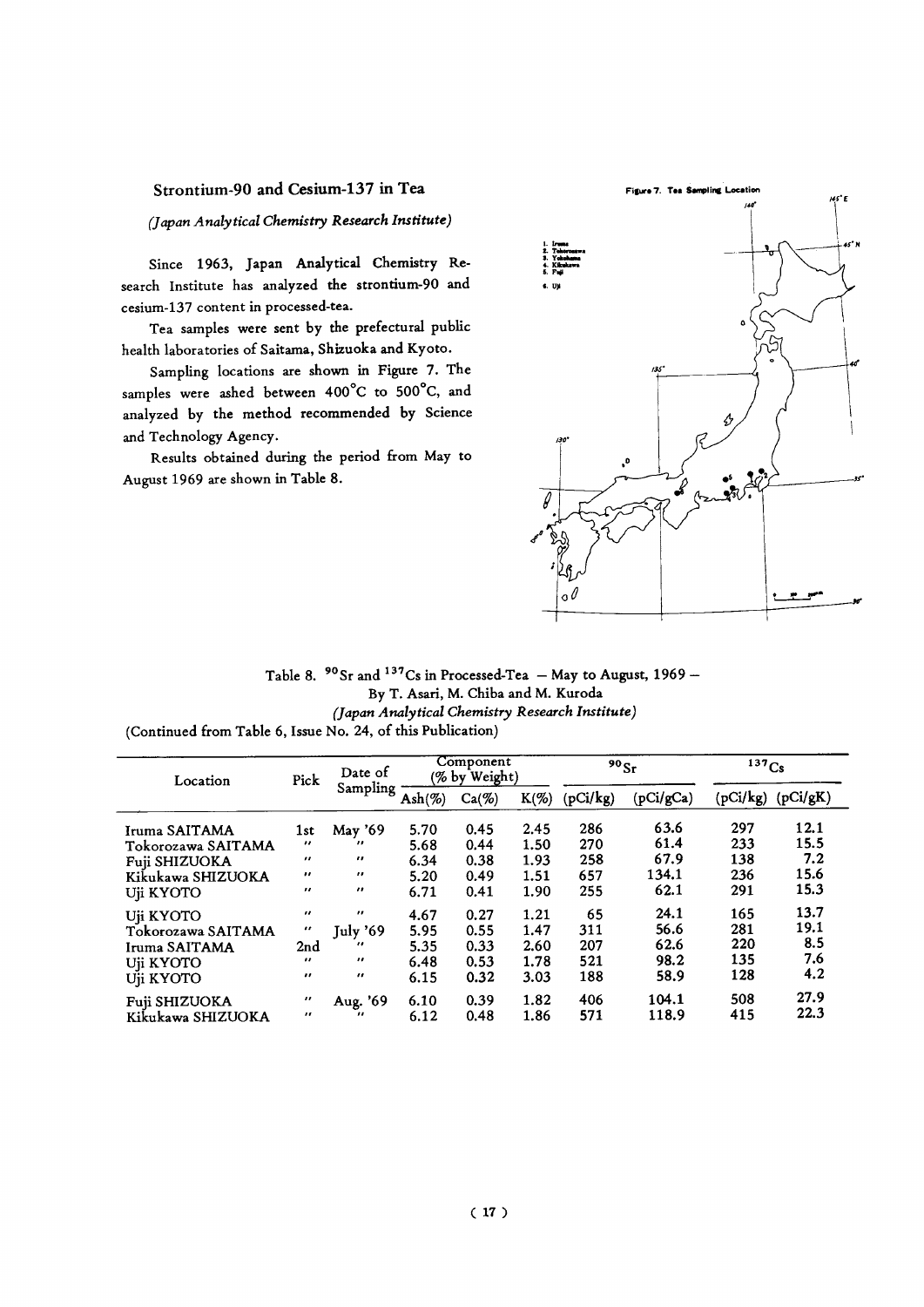## Strontium-90 and Cesium-137 in Tea

*(Japan Analytical Chemistry Research Institute)*

Since 1963, Japan Analytical Chemistry Research Institute has analyzed the strontium-90 and cesium-137 content in processed-tea.

Tea samples were sent by the prefectural public health laboratories of Saitama, Shizuoka and Kyoto.

Sampling locations are shown in Figure 7. The samples were ashed between 400°C to 500°C, and analyzed by the method recommended by Science and Technology Agency.

Results obtained during the period from May to August 1969 are shown in Table 8.

Figure 7. Tea Sampling Location

1. Iruma
2. Tokorozawa
3. Yokohama
4. Kikukawa
5. Fuji
6. Uji

140°
145°E
45°N
135°
40°
130°
35°
30°

Table 8. $^{90}Sr$ and $^{137}Cs$ in Processed-Tea — May to August, 1969 —
By T. Asari, M. Chiba and M. Kuroda
*(Japan Analytical Chemistry Research Institute)*
(Continued from Table 6, Issue No. 24, of this Publication)

| Location | Pick | Date of Sampling | Component (% by Weight) | | | $^{90}Sr$ | | $^{137}Cs$ | |
|---|---|---|---|---|---|---|---|---|---|
| | | | Ash(%) | Ca(%) | K(%) | (pCi/kg) | (pCi/gCa) | (pCi/kg) | (pCi/gK) |
| Iruma SAITAMA | 1st | May '69 | 5.70 | 0.45 | 2.45 | 286 | 63.6 | 297 | 12.1 |
| Tokorozawa SAITAMA | " | " | 5.68 | 0.44 | 1.50 | 270 | 61.4 | 233 | 15.5 |
| Fuji SHIZUOKA | " | " | 6.34 | 0.38 | 1.93 | 258 | 67.9 | 138 | 7.2 |
| Kikukawa SHIZUOKA | " | " | 5.20 | 0.49 | 1.51 | 657 | 134.1 | 236 | 15.6 |
| Uji KYOTO | " | " | 6.71 | 0.41 | 1.90 | 255 | 62.1 | 291 | 15.3 |
| Uji KYOTO | " | " | 4.67 | 0.27 | 1.21 | 65 | 24.1 | 165 | 13.7 |
| Tokorozawa SAITAMA | " | July '69 | 5.95 | 0.55 | 1.47 | 311 | 56.6 | 281 | 19.1 |
| Iruma SAITAMA | 2nd | " | 5.35 | 0.33 | 2.60 | 207 | 62.6 | 220 | 8.5 |
| Uji KYOTO | " | " | 6.48 | 0.53 | 1.78 | 521 | 98.2 | 135 | 7.6 |
| Uji KYOTO | " | " | 6.15 | 0.32 | 3.03 | 188 | 58.9 | 128 | 4.2 |
| Fuji SHIZUOKA | " | Aug. '69 | 6.10 | 0.39 | 1.82 | 406 | 104.1 | 508 | 27.9 |
| Kikukawa SHIZUOKA | " | " | 6.12 | 0.48 | 1.86 | 571 | 118.9 | 415 | 22.3 |